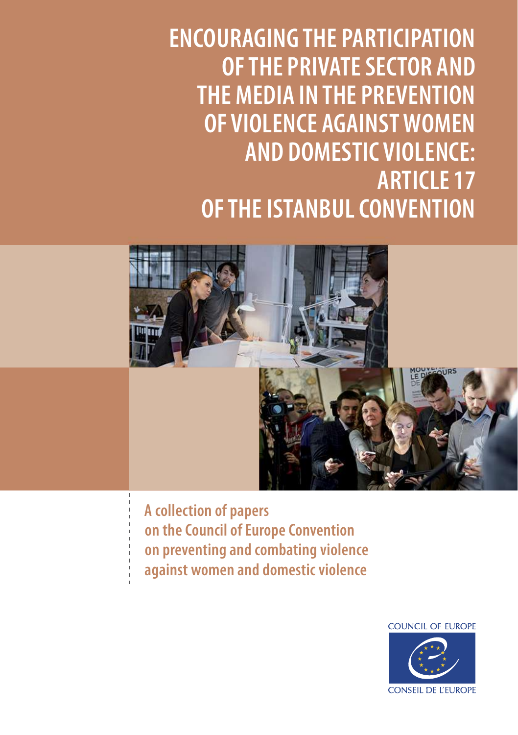# ENCOURAGING THE PARTICIPATION OF THE PRIVATE SECTOR AND THE MEDIA IN THE PREVENTION OF VIOLENCE AGAINST WOMEN AND DOMESTIC VIOLENCE: ARTICLE 17 OF THE ISTANBUL CONVENTION

A collection of papers on the Council of Europe Convention on preventing and combating violence against women and domestic violence

COUNCIL OF EUROPE

CONSEIL DE L'EUROPE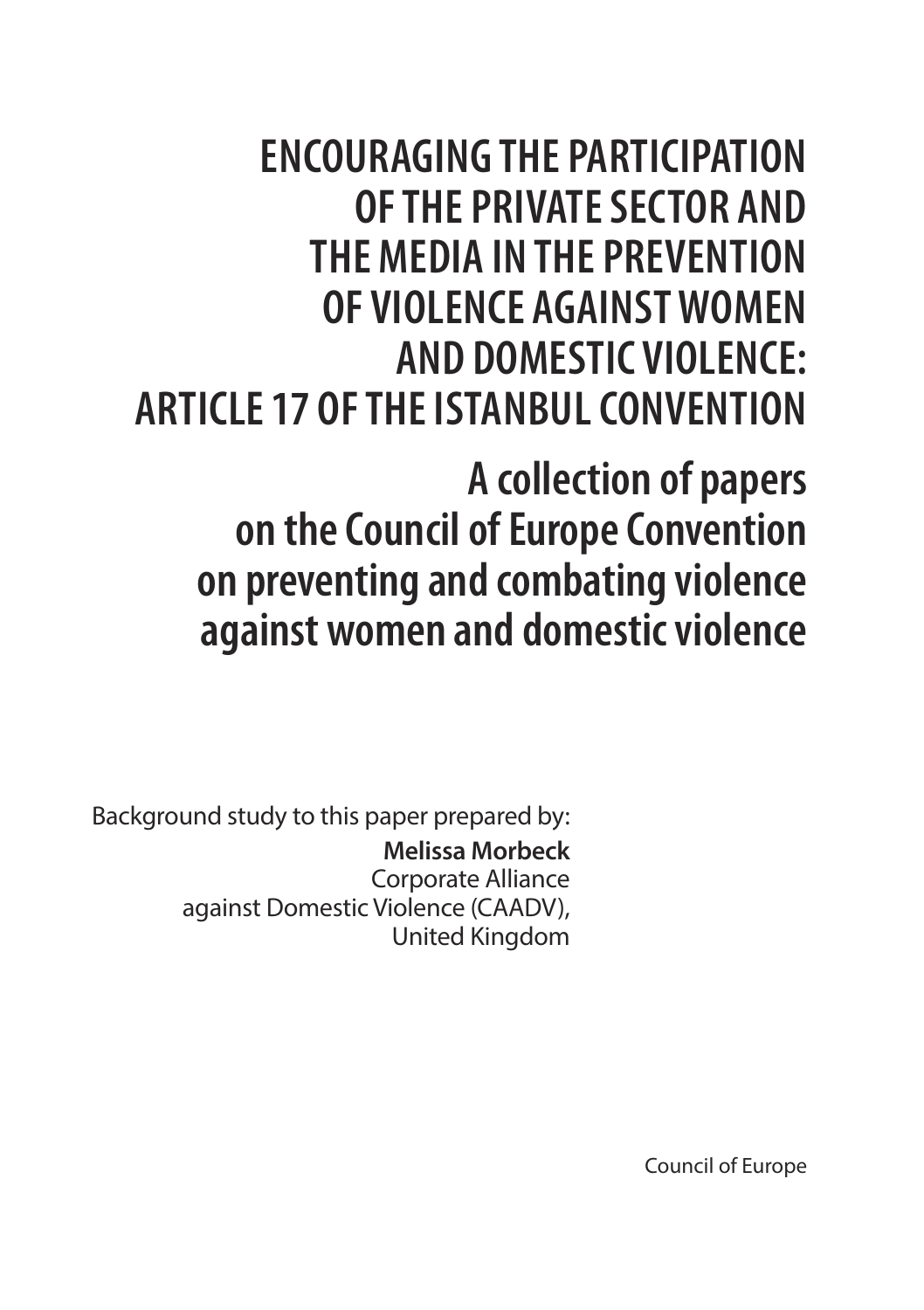# ENCOURAGING THE PARTICIPATION OF THE PRIVATE SECTOR AND THE MEDIA IN THE PREVENTION OF VIOLENCE AGAINST WOMEN AND DOMESTIC VIOLENCE: ARTICLE 17 OF THE ISTANBUL CONVENTION

## A collection of papers on the Council of Europe Convention on preventing and combating violence against women and domestic violence

Background study to this paper prepared by:

**Melissa Morbeck**
Corporate Alliance against Domestic Violence (CAADV), United Kingdom

Council of Europe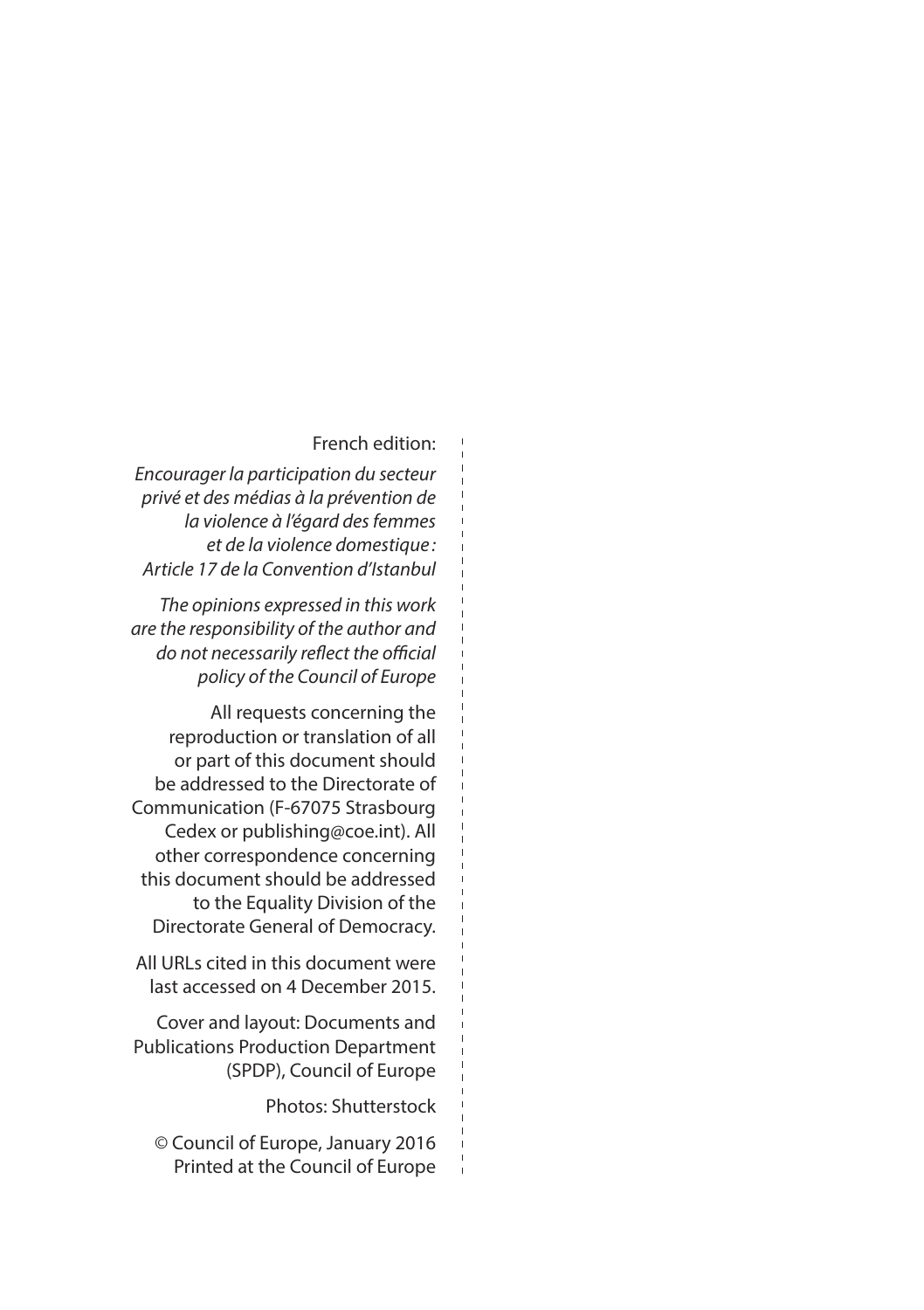French edition:

*Encourager la participation du secteur privé et des médias à la prévention de la violence à l'égard des femmes et de la violence domestique : Article 17 de la Convention d'Istanbul*

*The opinions expressed in this work are the responsibility of the author and do not necessarily reflect the official policy of the Council of Europe*

All requests concerning the reproduction or translation of all or part of this document should be addressed to the Directorate of Communication (F-67075 Strasbourg Cedex or publishing@coe.int). All other correspondence concerning this document should be addressed to the Equality Division of the Directorate General of Democracy.

All URLs cited in this document were last accessed on 4 December 2015.

Cover and layout: Documents and Publications Production Department (SPDP), Council of Europe

Photos: Shutterstock

© Council of Europe, January 2016
Printed at the Council of Europe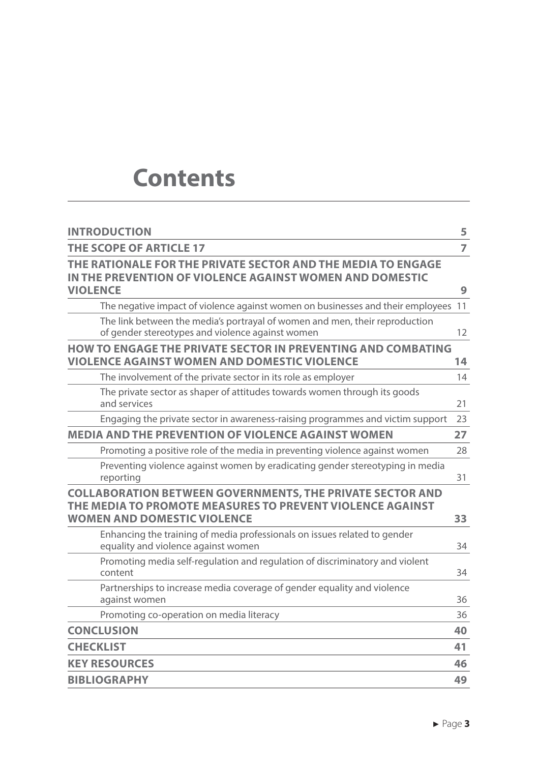# Contents

| | |
|---|---|
| **INTRODUCTION** | **5** |
| **THE SCOPE OF ARTICLE 17** | **7** |
| **THE RATIONALE FOR THE PRIVATE SECTOR AND THE MEDIA TO ENGAGE IN THE PREVENTION OF VIOLENCE AGAINST WOMEN AND DOMESTIC VIOLENCE** | **9** |
| The negative impact of violence against women on businesses and their employees | 11 |
| The link between the media's portrayal of women and men, their reproduction of gender stereotypes and violence against women | 12 |
| **HOW TO ENGAGE THE PRIVATE SECTOR IN PREVENTING AND COMBATING VIOLENCE AGAINST WOMEN AND DOMESTIC VIOLENCE** | **14** |
| The involvement of the private sector in its role as employer | 14 |
| The private sector as shaper of attitudes towards women through its goods and services | 21 |
| Engaging the private sector in awareness-raising programmes and victim support | 23 |
| **MEDIA AND THE PREVENTION OF VIOLENCE AGAINST WOMEN** | **27** |
| Promoting a positive role of the media in preventing violence against women | 28 |
| Preventing violence against women by eradicating gender stereotyping in media reporting | 31 |
| **COLLABORATION BETWEEN GOVERNMENTS, THE PRIVATE SECTOR AND THE MEDIA TO PROMOTE MEASURES TO PREVENT VIOLENCE AGAINST WOMEN AND DOMESTIC VIOLENCE** | **33** |
| Enhancing the training of media professionals on issues related to gender equality and violence against women | 34 |
| Promoting media self-regulation and regulation of discriminatory and violent content | 34 |
| Partnerships to increase media coverage of gender equality and violence against women | 36 |
| Promoting co-operation on media literacy | 36 |
| **CONCLUSION** | **40** |
| **CHECKLIST** | **41** |
| **KEY RESOURCES** | **46** |
| **BIBLIOGRAPHY** | **49** |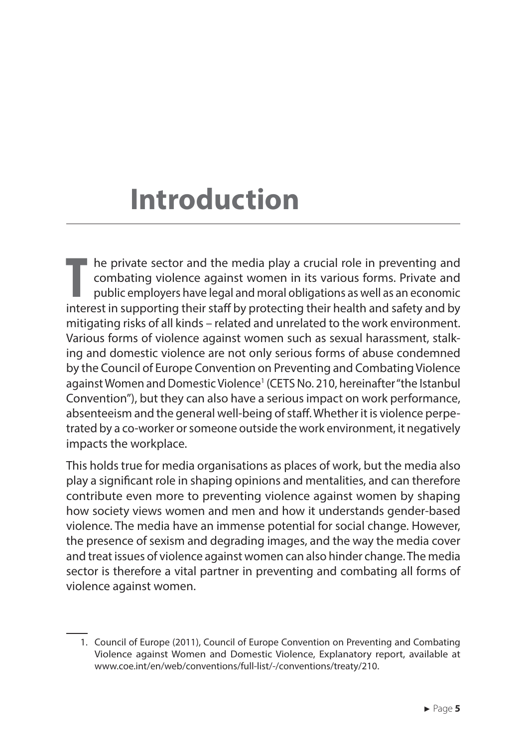# Introduction

The private sector and the media play a crucial role in preventing and combating violence against women in its various forms. Private and public employers have legal and moral obligations as well as an economic interest in supporting their staff by protecting their health and safety and by mitigating risks of all kinds – related and unrelated to the work environment. Various forms of violence against women such as sexual harassment, stalking and domestic violence are not only serious forms of abuse condemned by the Council of Europe Convention on Preventing and Combating Violence against Women and Domestic Violence[1] (CETS No. 210, hereinafter "the Istanbul Convention"), but they can also have a serious impact on work performance, absenteeism and the general well-being of staff. Whether it is violence perpetrated by a co-worker or someone outside the work environment, it negatively impacts the workplace.

This holds true for media organisations as places of work, but the media also play a significant role in shaping opinions and mentalities, and can therefore contribute even more to preventing violence against women by shaping how society views women and men and how it understands gender-based violence. The media have an immense potential for social change. However, the presence of sexism and degrading images, and the way the media cover and treat issues of violence against women can also hinder change. The media sector is therefore a vital partner in preventing and combating all forms of violence against women.

1. Council of Europe (2011), Council of Europe Convention on Preventing and Combating Violence against Women and Domestic Violence, Explanatory report, available at www.coe.int/en/web/conventions/full-list/-/conventions/treaty/210.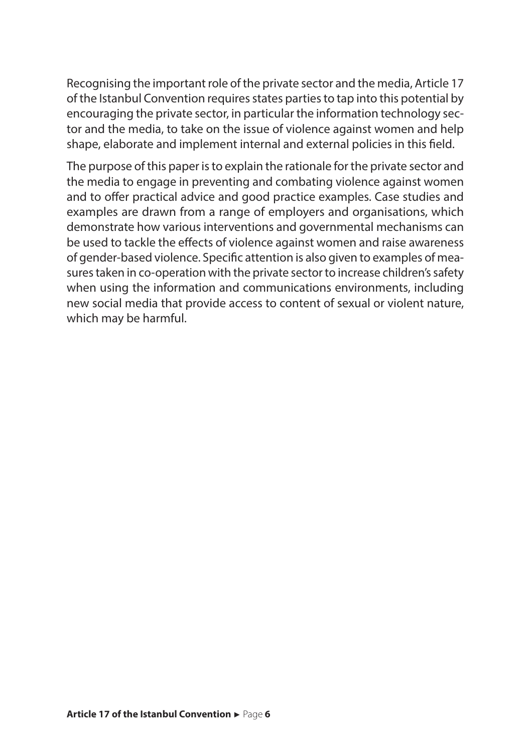Recognising the important role of the private sector and the media, Article 17 of the Istanbul Convention requires states parties to tap into this potential by encouraging the private sector, in particular the information technology sector and the media, to take on the issue of violence against women and help shape, elaborate and implement internal and external policies in this field.

The purpose of this paper is to explain the rationale for the private sector and the media to engage in preventing and combating violence against women and to offer practical advice and good practice examples. Case studies and examples are drawn from a range of employers and organisations, which demonstrate how various interventions and governmental mechanisms can be used to tackle the effects of violence against women and raise awareness of gender-based violence. Specific attention is also given to examples of measures taken in co-operation with the private sector to increase children's safety when using the information and communications environments, including new social media that provide access to content of sexual or violent nature, which may be harmful.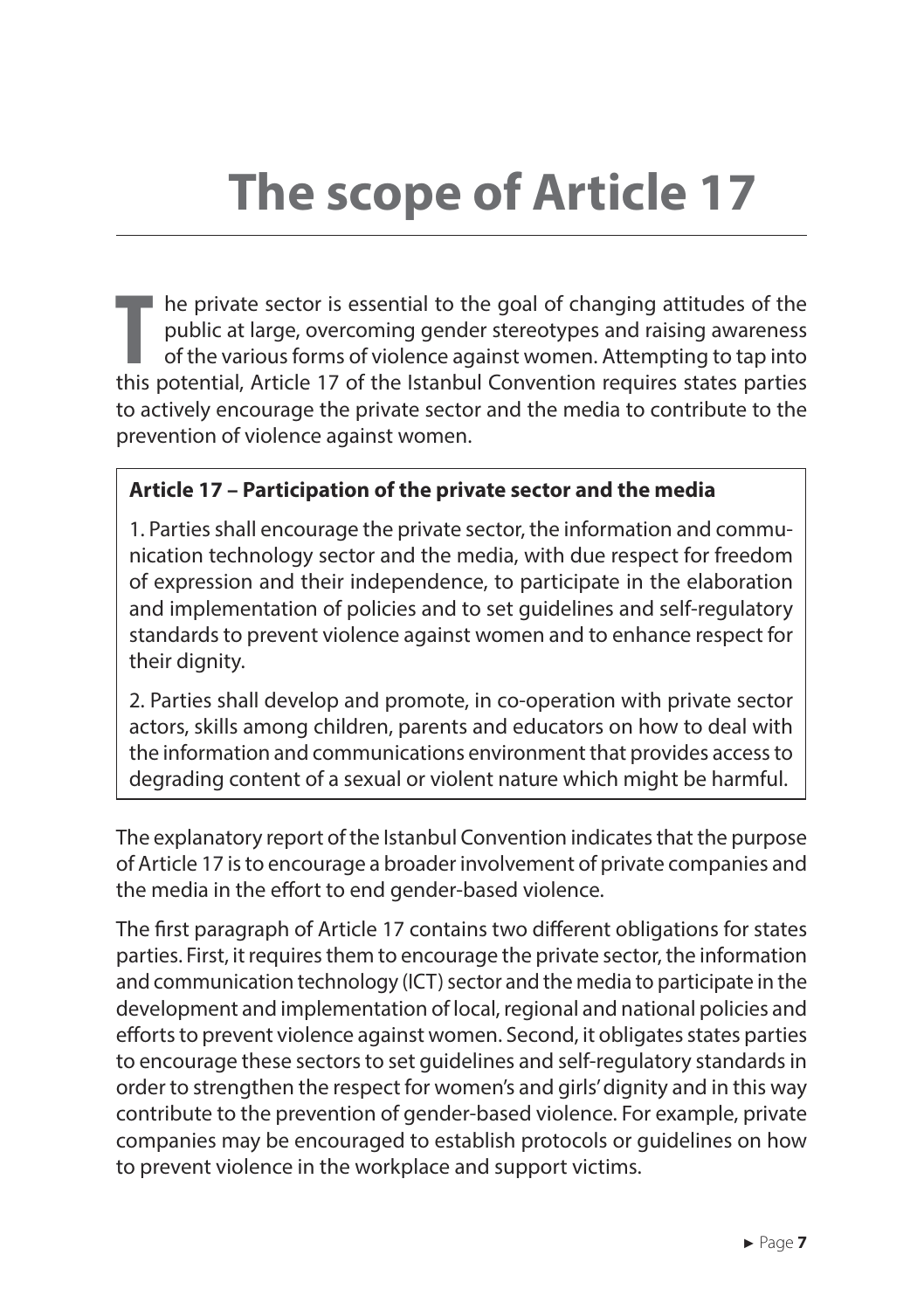# The scope of Article 17

The private sector is essential to the goal of changing attitudes of the public at large, overcoming gender stereotypes and raising awareness of the various forms of violence against women. Attempting to tap into this potential, Article 17 of the Istanbul Convention requires states parties to actively encourage the private sector and the media to contribute to the prevention of violence against women.

> **Article 17 – Participation of the private sector and the media**
>
> 1. Parties shall encourage the private sector, the information and communication technology sector and the media, with due respect for freedom of expression and their independence, to participate in the elaboration and implementation of policies and to set guidelines and self-regulatory standards to prevent violence against women and to enhance respect for their dignity.
>
> 2. Parties shall develop and promote, in co-operation with private sector actors, skills among children, parents and educators on how to deal with the information and communications environment that provides access to degrading content of a sexual or violent nature which might be harmful.

The explanatory report of the Istanbul Convention indicates that the purpose of Article 17 is to encourage a broader involvement of private companies and the media in the effort to end gender-based violence.

The first paragraph of Article 17 contains two different obligations for states parties. First, it requires them to encourage the private sector, the information and communication technology (ICT) sector and the media to participate in the development and implementation of local, regional and national policies and efforts to prevent violence against women. Second, it obligates states parties to encourage these sectors to set guidelines and self-regulatory standards in order to strengthen the respect for women's and girls' dignity and in this way contribute to the prevention of gender-based violence. For example, private companies may be encouraged to establish protocols or guidelines on how to prevent violence in the workplace and support victims.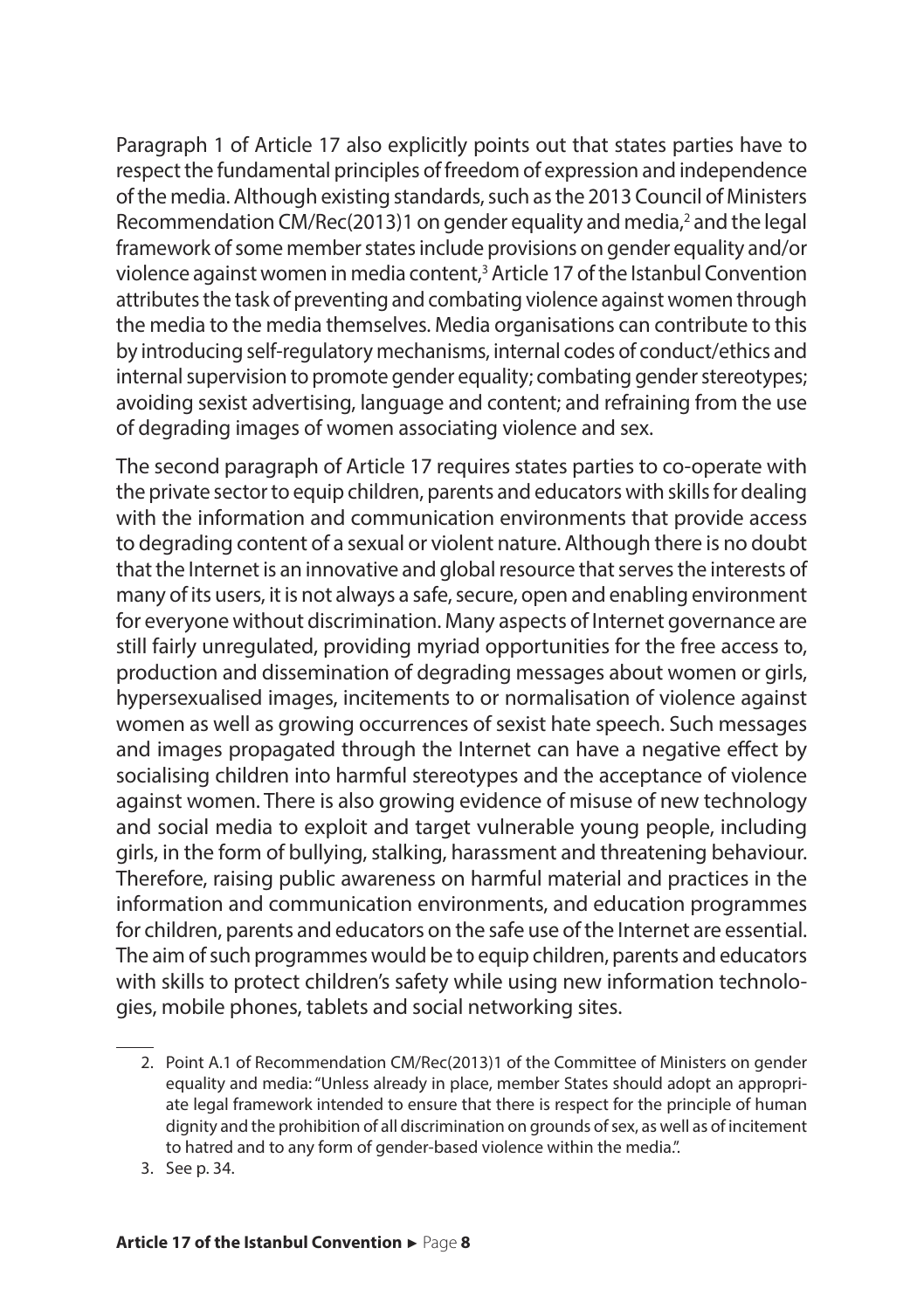Paragraph 1 of Article 17 also explicitly points out that states parties have to respect the fundamental principles of freedom of expression and independence of the media. Although existing standards, such as the 2013 Council of Ministers Recommendation CM/Rec(2013)1 on gender equality and media,[2] and the legal framework of some member states include provisions on gender equality and/or violence against women in media content,[3] Article 17 of the Istanbul Convention attributes the task of preventing and combating violence against women through the media to the media themselves. Media organisations can contribute to this by introducing self-regulatory mechanisms, internal codes of conduct/ethics and internal supervision to promote gender equality; combating gender stereotypes; avoiding sexist advertising, language and content; and refraining from the use of degrading images of women associating violence and sex.

The second paragraph of Article 17 requires states parties to co-operate with the private sector to equip children, parents and educators with skills for dealing with the information and communication environments that provide access to degrading content of a sexual or violent nature. Although there is no doubt that the Internet is an innovative and global resource that serves the interests of many of its users, it is not always a safe, secure, open and enabling environment for everyone without discrimination. Many aspects of Internet governance are still fairly unregulated, providing myriad opportunities for the free access to, production and dissemination of degrading messages about women or girls, hypersexualised images, incitements to or normalisation of violence against women as well as growing occurrences of sexist hate speech. Such messages and images propagated through the Internet can have a negative effect by socialising children into harmful stereotypes and the acceptance of violence against women. There is also growing evidence of misuse of new technology and social media to exploit and target vulnerable young people, including girls, in the form of bullying, stalking, harassment and threatening behaviour. Therefore, raising public awareness on harmful material and practices in the information and communication environments, and education programmes for children, parents and educators on the safe use of the Internet are essential. The aim of such programmes would be to equip children, parents and educators with skills to protect children's safety while using new information technologies, mobile phones, tablets and social networking sites.

2. Point A.1 of Recommendation CM/Rec(2013)1 of the Committee of Ministers on gender equality and media: "Unless already in place, member States should adopt an appropriate legal framework intended to ensure that there is respect for the principle of human dignity and the prohibition of all discrimination on grounds of sex, as well as of incitement to hatred and to any form of gender-based violence within the media.".

3. See p. 34.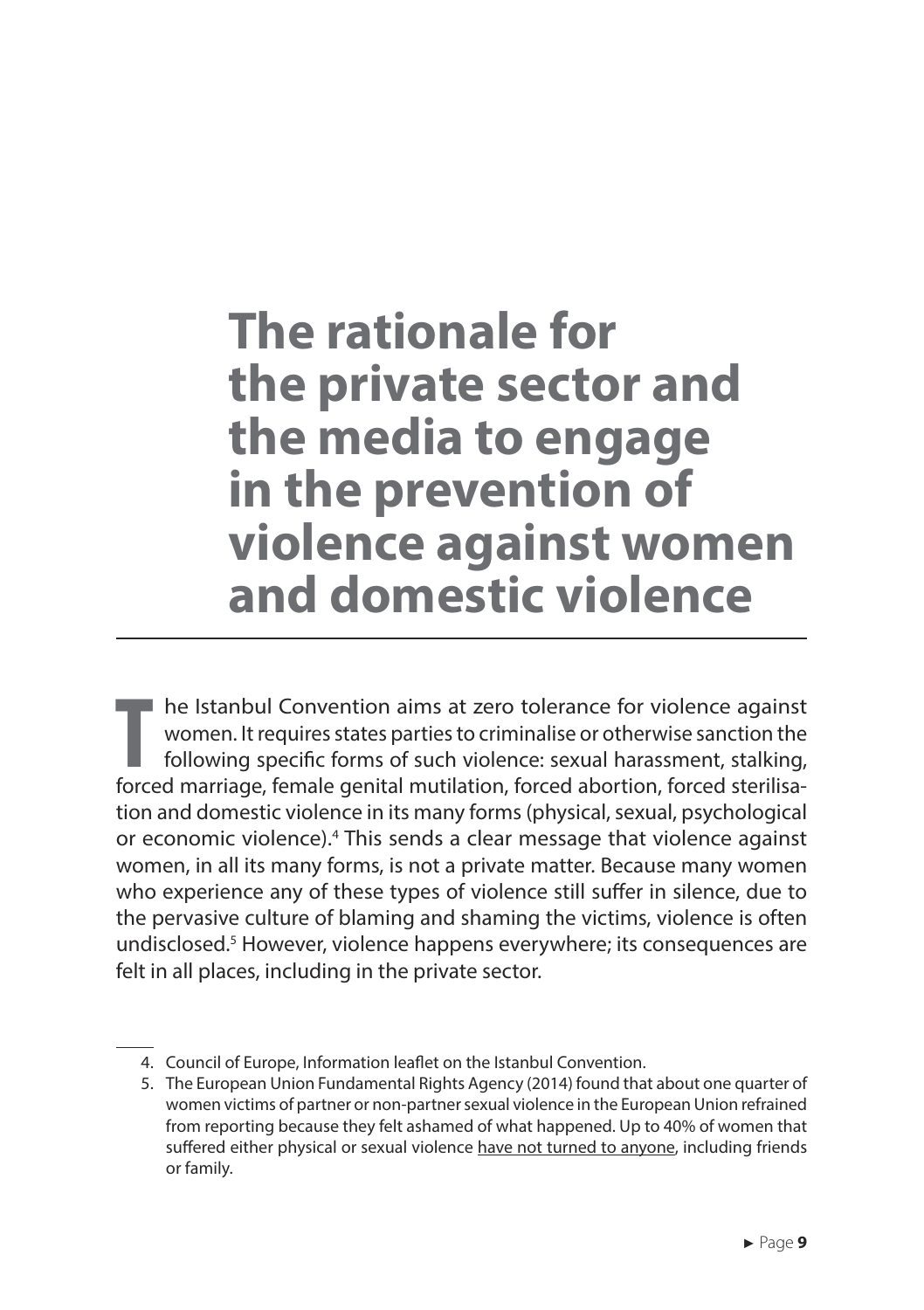# The rationale for the private sector and the media to engage in the prevention of violence against women and domestic violence

The Istanbul Convention aims at zero tolerance for violence against women. It requires states parties to criminalise or otherwise sanction the following specific forms of such violence: sexual harassment, stalking, forced marriage, female genital mutilation, forced abortion, forced sterilisation and domestic violence in its many forms (physical, sexual, psychological or economic violence).[4] This sends a clear message that violence against women, in all its many forms, is not a private matter. Because many women who experience any of these types of violence still suffer in silence, due to the pervasive culture of blaming and shaming the victims, violence is often undisclosed.[5] However, violence happens everywhere; its consequences are felt in all places, including in the private sector.

4. Council of Europe, Information leaflet on the Istanbul Convention.
5. The European Union Fundamental Rights Agency (2014) found that about one quarter of women victims of partner or non-partner sexual violence in the European Union refrained from reporting because they felt ashamed of what happened. Up to 40% of women that suffered either physical or sexual violence have not turned to anyone, including friends or family.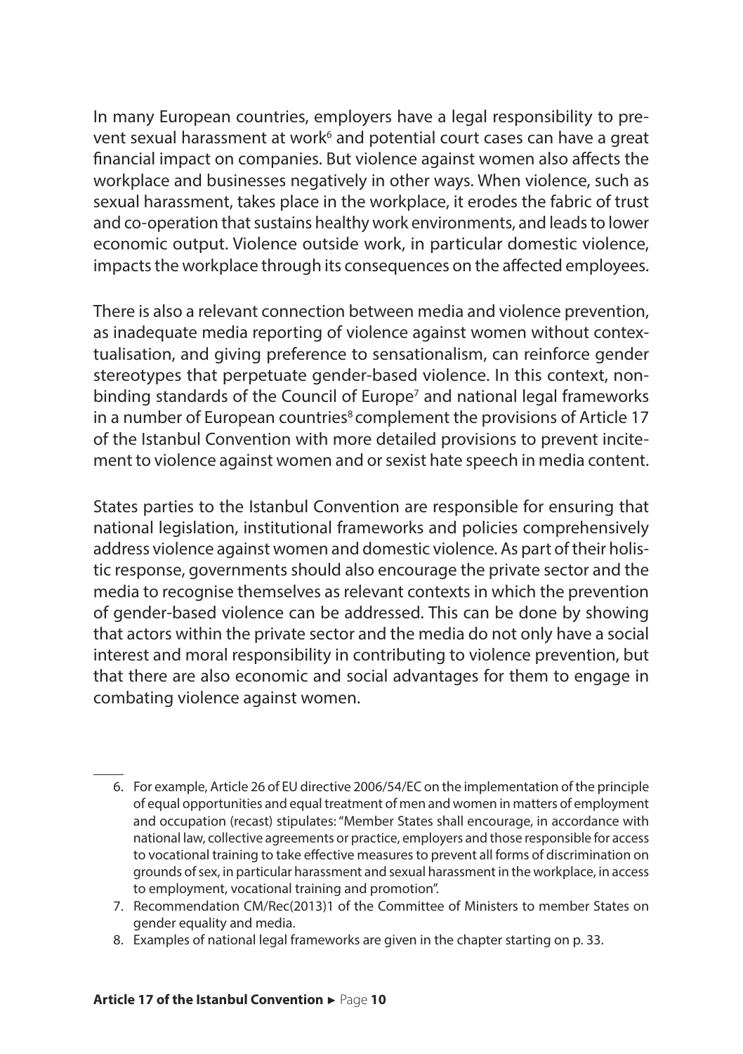In many European countries, employers have a legal responsibility to prevent sexual harassment at work[6] and potential court cases can have a great financial impact on companies. But violence against women also affects the workplace and businesses negatively in other ways. When violence, such as sexual harassment, takes place in the workplace, it erodes the fabric of trust and co-operation that sustains healthy work environments, and leads to lower economic output. Violence outside work, in particular domestic violence, impacts the workplace through its consequences on the affected employees.

There is also a relevant connection between media and violence prevention, as inadequate media reporting of violence against women without contextualisation, and giving preference to sensationalism, can reinforce gender stereotypes that perpetuate gender-based violence. In this context, non-binding standards of the Council of Europe[7] and national legal frameworks in a number of European countries[8] complement the provisions of Article 17 of the Istanbul Convention with more detailed provisions to prevent incitement to violence against women and or sexist hate speech in media content.

States parties to the Istanbul Convention are responsible for ensuring that national legislation, institutional frameworks and policies comprehensively address violence against women and domestic violence. As part of their holistic response, governments should also encourage the private sector and the media to recognise themselves as relevant contexts in which the prevention of gender-based violence can be addressed. This can be done by showing that actors within the private sector and the media do not only have a social interest and moral responsibility in contributing to violence prevention, but that there are also economic and social advantages for them to engage in combating violence against women.

---

6. For example, Article 26 of EU directive 2006/54/EC on the implementation of the principle of equal opportunities and equal treatment of men and women in matters of employment and occupation (recast) stipulates: "Member States shall encourage, in accordance with national law, collective agreements or practice, employers and those responsible for access to vocational training to take effective measures to prevent all forms of discrimination on grounds of sex, in particular harassment and sexual harassment in the workplace, in access to employment, vocational training and promotion".
7. Recommendation CM/Rec(2013)1 of the Committee of Ministers to member States on gender equality and media.
8. Examples of national legal frameworks are given in the chapter starting on p. 33.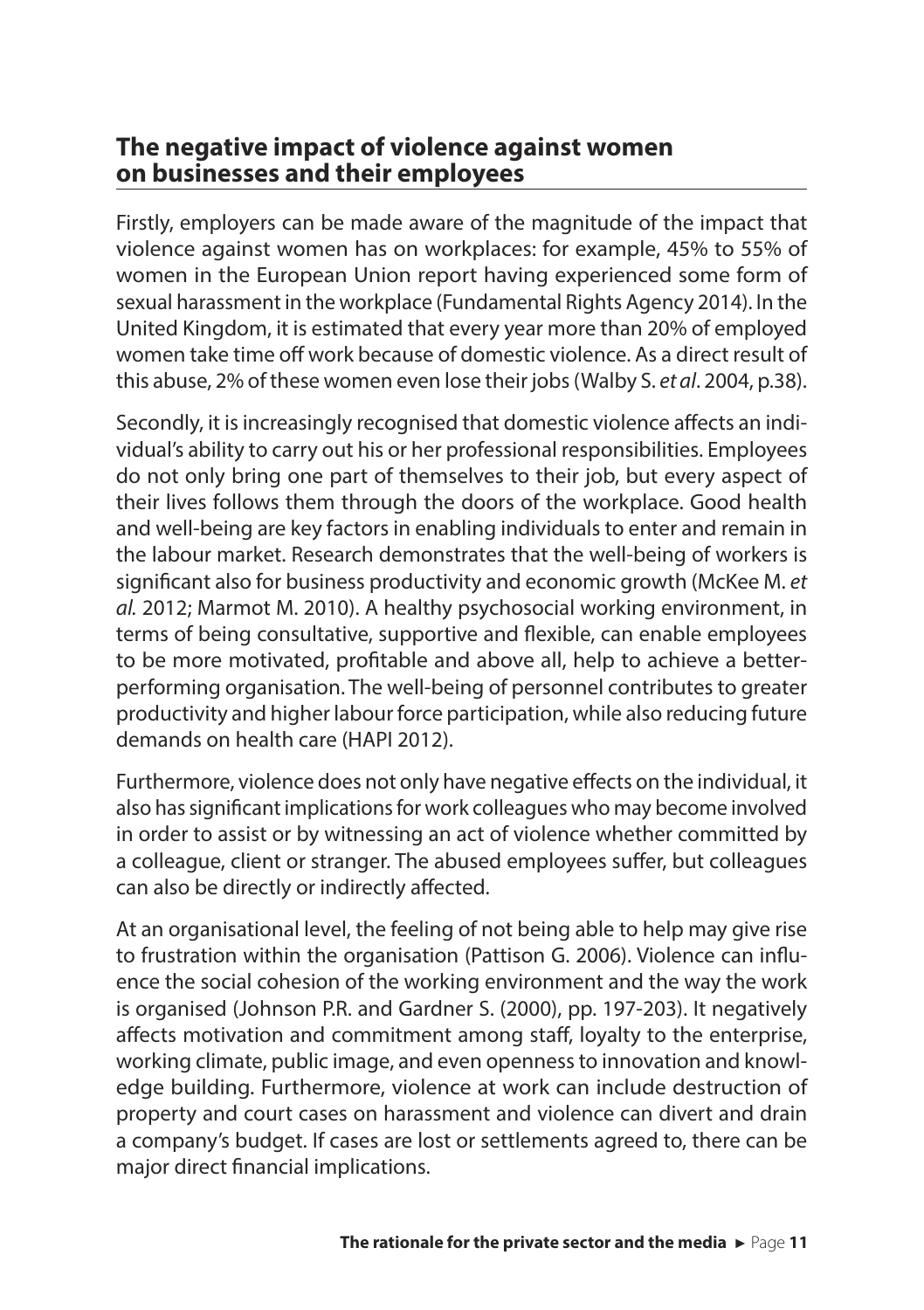## The negative impact of violence against women on businesses and their employees

Firstly, employers can be made aware of the magnitude of the impact that violence against women has on workplaces: for example, 45% to 55% of women in the European Union report having experienced some form of sexual harassment in the workplace (Fundamental Rights Agency 2014). In the United Kingdom, it is estimated that every year more than 20% of employed women take time off work because of domestic violence. As a direct result of this abuse, 2% of these women even lose their jobs (Walby S. *et al*. 2004, p.38).

Secondly, it is increasingly recognised that domestic violence affects an individual's ability to carry out his or her professional responsibilities. Employees do not only bring one part of themselves to their job, but every aspect of their lives follows them through the doors of the workplace. Good health and well-being are key factors in enabling individuals to enter and remain in the labour market. Research demonstrates that the well-being of workers is significant also for business productivity and economic growth (McKee M. *et al.* 2012; Marmot M. 2010). A healthy psychosocial working environment, in terms of being consultative, supportive and flexible, can enable employees to be more motivated, profitable and above all, help to achieve a better-performing organisation. The well-being of personnel contributes to greater productivity and higher labour force participation, while also reducing future demands on health care (HAPI 2012).

Furthermore, violence does not only have negative effects on the individual, it also has significant implications for work colleagues who may become involved in order to assist or by witnessing an act of violence whether committed by a colleague, client or stranger. The abused employees suffer, but colleagues can also be directly or indirectly affected.

At an organisational level, the feeling of not being able to help may give rise to frustration within the organisation (Pattison G. 2006). Violence can influence the social cohesion of the working environment and the way the work is organised (Johnson P.R. and Gardner S. (2000), pp. 197-203). It negatively affects motivation and commitment among staff, loyalty to the enterprise, working climate, public image, and even openness to innovation and knowledge building. Furthermore, violence at work can include destruction of property and court cases on harassment and violence can divert and drain a company's budget. If cases are lost or settlements agreed to, there can be major direct financial implications.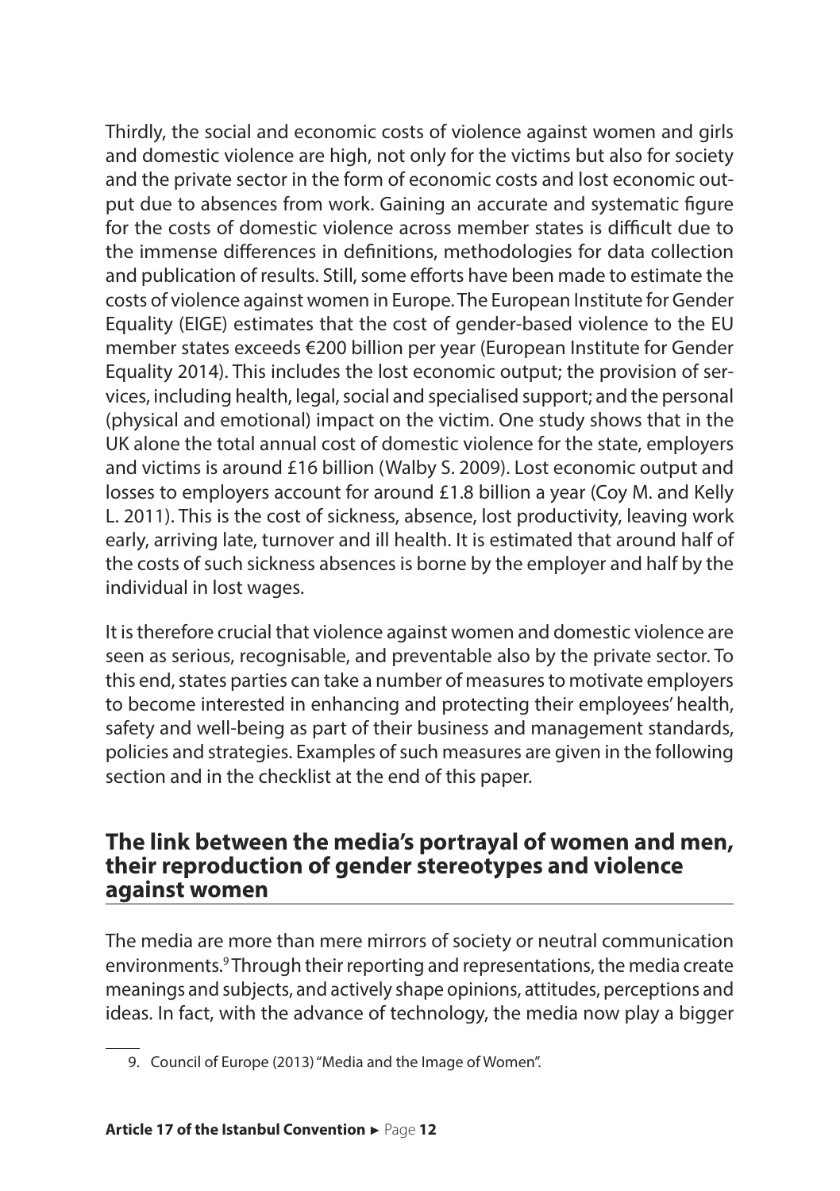Thirdly, the social and economic costs of violence against women and girls and domestic violence are high, not only for the victims but also for society and the private sector in the form of economic costs and lost economic output due to absences from work. Gaining an accurate and systematic figure for the costs of domestic violence across member states is difficult due to the immense differences in definitions, methodologies for data collection and publication of results. Still, some efforts have been made to estimate the costs of violence against women in Europe. The European Institute for Gender Equality (EIGE) estimates that the cost of gender-based violence to the EU member states exceeds €200 billion per year (European Institute for Gender Equality 2014). This includes the lost economic output; the provision of services, including health, legal, social and specialised support; and the personal (physical and emotional) impact on the victim. One study shows that in the UK alone the total annual cost of domestic violence for the state, employers and victims is around £16 billion (Walby S. 2009). Lost economic output and losses to employers account for around £1.8 billion a year (Coy M. and Kelly L. 2011). This is the cost of sickness, absence, lost productivity, leaving work early, arriving late, turnover and ill health. It is estimated that around half of the costs of such sickness absences is borne by the employer and half by the individual in lost wages.

It is therefore crucial that violence against women and domestic violence are seen as serious, recognisable, and preventable also by the private sector. To this end, states parties can take a number of measures to motivate employers to become interested in enhancing and protecting their employees' health, safety and well-being as part of their business and management standards, policies and strategies. Examples of such measures are given in the following section and in the checklist at the end of this paper.

## The link between the media's portrayal of women and men, their reproduction of gender stereotypes and violence against women

The media are more than mere mirrors of society or neutral communication environments.[9] Through their reporting and representations, the media create meanings and subjects, and actively shape opinions, attitudes, perceptions and ideas. In fact, with the advance of technology, the media now play a bigger

9. Council of Europe (2013) "Media and the Image of Women".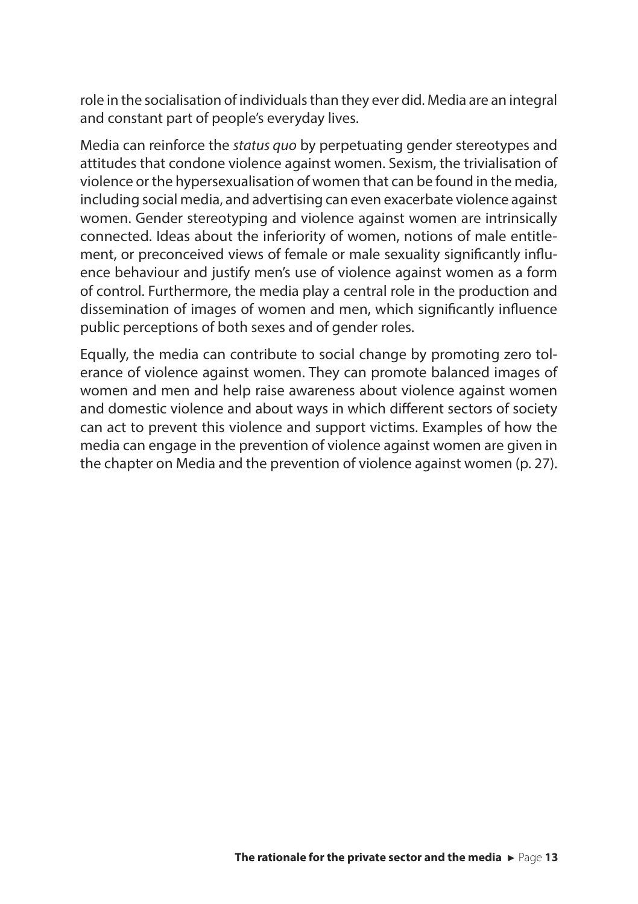role in the socialisation of individuals than they ever did. Media are an integral and constant part of people's everyday lives.

Media can reinforce the *status quo* by perpetuating gender stereotypes and attitudes that condone violence against women. Sexism, the trivialisation of violence or the hypersexualisation of women that can be found in the media, including social media, and advertising can even exacerbate violence against women. Gender stereotyping and violence against women are intrinsically connected. Ideas about the inferiority of women, notions of male entitlement, or preconceived views of female or male sexuality significantly influence behaviour and justify men's use of violence against women as a form of control. Furthermore, the media play a central role in the production and dissemination of images of women and men, which significantly influence public perceptions of both sexes and of gender roles.

Equally, the media can contribute to social change by promoting zero tolerance of violence against women. They can promote balanced images of women and men and help raise awareness about violence against women and domestic violence and about ways in which different sectors of society can act to prevent this violence and support victims. Examples of how the media can engage in the prevention of violence against women are given in the chapter on Media and the prevention of violence against women (p. 27).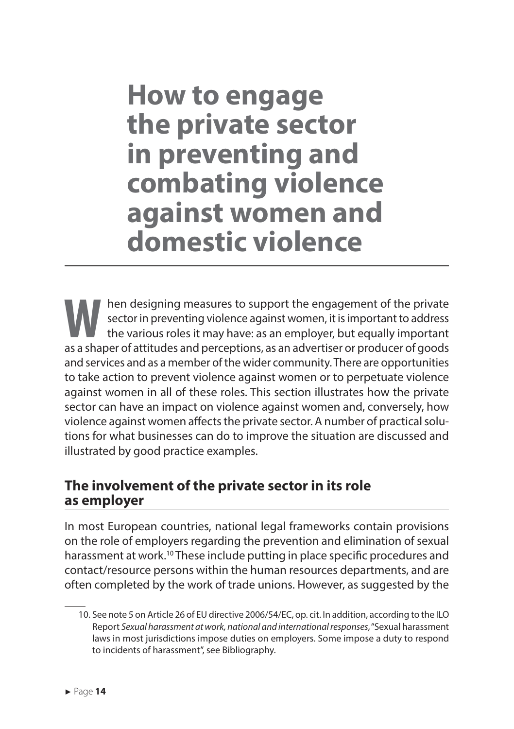# How to engage the private sector in preventing and combating violence against women and domestic violence

When designing measures to support the engagement of the private sector in preventing violence against women, it is important to address the various roles it may have: as an employer, but equally important as a shaper of attitudes and perceptions, as an advertiser or producer of goods and services and as a member of the wider community. There are opportunities to take action to prevent violence against women or to perpetuate violence against women in all of these roles. This section illustrates how the private sector can have an impact on violence against women and, conversely, how violence against women affects the private sector. A number of practical solutions for what businesses can do to improve the situation are discussed and illustrated by good practice examples.

## The involvement of the private sector in its role as employer

In most European countries, national legal frameworks contain provisions on the role of employers regarding the prevention and elimination of sexual harassment at work.[10] These include putting in place specific procedures and contact/resource persons within the human resources departments, and are often completed by the work of trade unions. However, as suggested by the

10. See note 5 on Article 26 of EU directive 2006/54/EC, op. cit. In addition, according to the ILO Report *Sexual harassment at work, national and international responses*, "Sexual harassment laws in most jurisdictions impose duties on employers. Some impose a duty to respond to incidents of harassment", see Bibliography.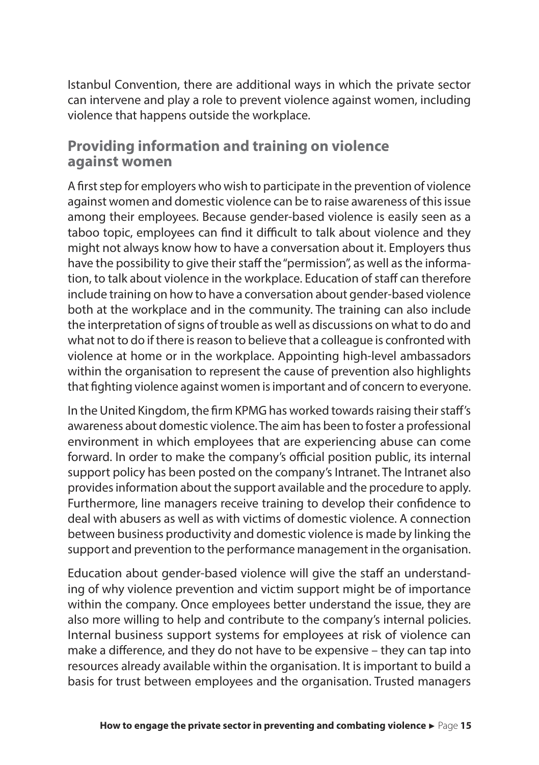Istanbul Convention, there are additional ways in which the private sector can intervene and play a role to prevent violence against women, including violence that happens outside the workplace.

## Providing information and training on violence against women

A first step for employers who wish to participate in the prevention of violence against women and domestic violence can be to raise awareness of this issue among their employees. Because gender-based violence is easily seen as a taboo topic, employees can find it difficult to talk about violence and they might not always know how to have a conversation about it. Employers thus have the possibility to give their staff the "permission", as well as the information, to talk about violence in the workplace. Education of staff can therefore include training on how to have a conversation about gender-based violence both at the workplace and in the community. The training can also include the interpretation of signs of trouble as well as discussions on what to do and what not to do if there is reason to believe that a colleague is confronted with violence at home or in the workplace. Appointing high-level ambassadors within the organisation to represent the cause of prevention also highlights that fighting violence against women is important and of concern to everyone.

In the United Kingdom, the firm KPMG has worked towards raising their staff's awareness about domestic violence. The aim has been to foster a professional environment in which employees that are experiencing abuse can come forward. In order to make the company's official position public, its internal support policy has been posted on the company's Intranet. The Intranet also provides information about the support available and the procedure to apply. Furthermore, line managers receive training to develop their confidence to deal with abusers as well as with victims of domestic violence. A connection between business productivity and domestic violence is made by linking the support and prevention to the performance management in the organisation.

Education about gender-based violence will give the staff an understanding of why violence prevention and victim support might be of importance within the company. Once employees better understand the issue, they are also more willing to help and contribute to the company's internal policies. Internal business support systems for employees at risk of violence can make a difference, and they do not have to be expensive – they can tap into resources already available within the organisation. It is important to build a basis for trust between employees and the organisation. Trusted managers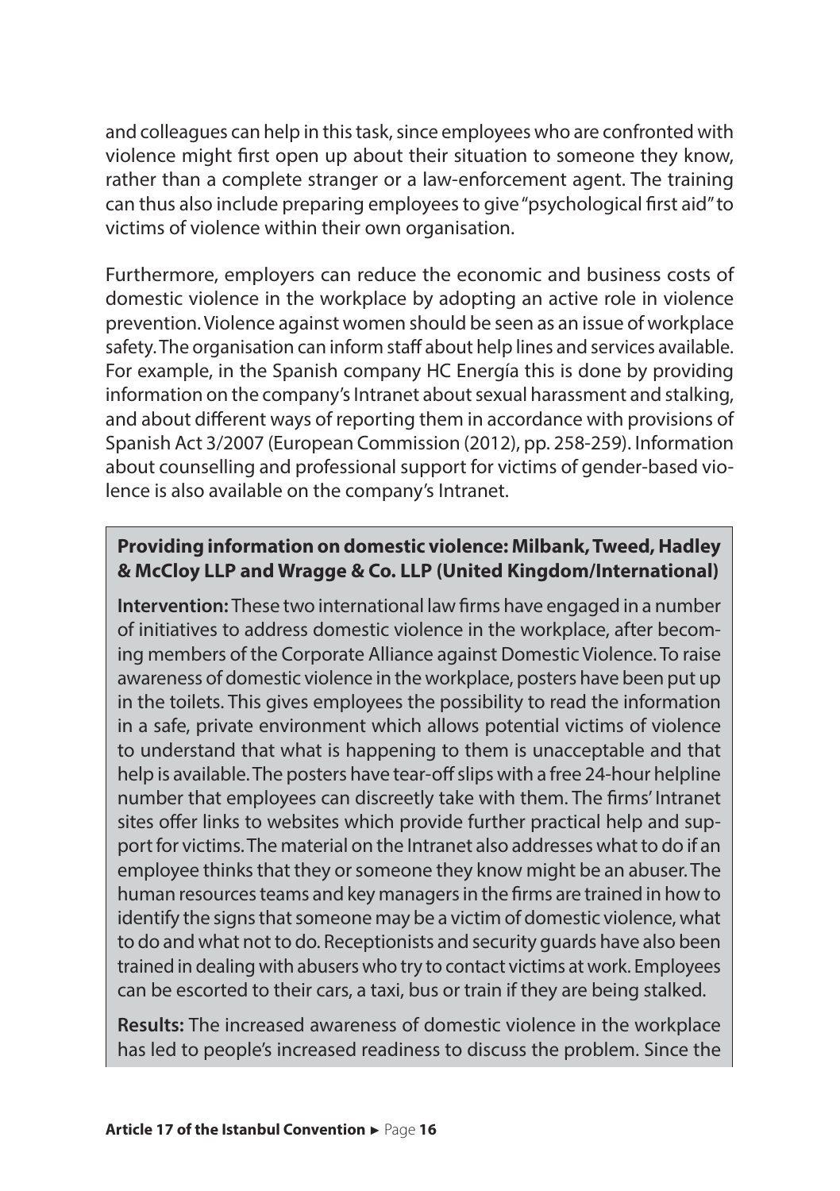and colleagues can help in this task, since employees who are confronted with violence might first open up about their situation to someone they know, rather than a complete stranger or a law-enforcement agent. The training can thus also include preparing employees to give "psychological first aid" to victims of violence within their own organisation.

Furthermore, employers can reduce the economic and business costs of domestic violence in the workplace by adopting an active role in violence prevention. Violence against women should be seen as an issue of workplace safety. The organisation can inform staff about help lines and services available. For example, in the Spanish company HC Energía this is done by providing information on the company's Intranet about sexual harassment and stalking, and about different ways of reporting them in accordance with provisions of Spanish Act 3/2007 (European Commission (2012), pp. 258-259). Information about counselling and professional support for victims of gender-based violence is also available on the company's Intranet.

**Providing information on domestic violence: Milbank, Tweed, Hadley & McCloy LLP and Wragge & Co. LLP (United Kingdom/International)**

**Intervention:** These two international law firms have engaged in a number of initiatives to address domestic violence in the workplace, after becoming members of the Corporate Alliance against Domestic Violence. To raise awareness of domestic violence in the workplace, posters have been put up in the toilets. This gives employees the possibility to read the information in a safe, private environment which allows potential victims of violence to understand that what is happening to them is unacceptable and that help is available. The posters have tear-off slips with a free 24-hour helpline number that employees can discreetly take with them. The firms' Intranet sites offer links to websites which provide further practical help and support for victims. The material on the Intranet also addresses what to do if an employee thinks that they or someone they know might be an abuser. The human resources teams and key managers in the firms are trained in how to identify the signs that someone may be a victim of domestic violence, what to do and what not to do. Receptionists and security guards have also been trained in dealing with abusers who try to contact victims at work. Employees can be escorted to their cars, a taxi, bus or train if they are being stalked.

**Results:** The increased awareness of domestic violence in the workplace has led to people's increased readiness to discuss the problem. Since the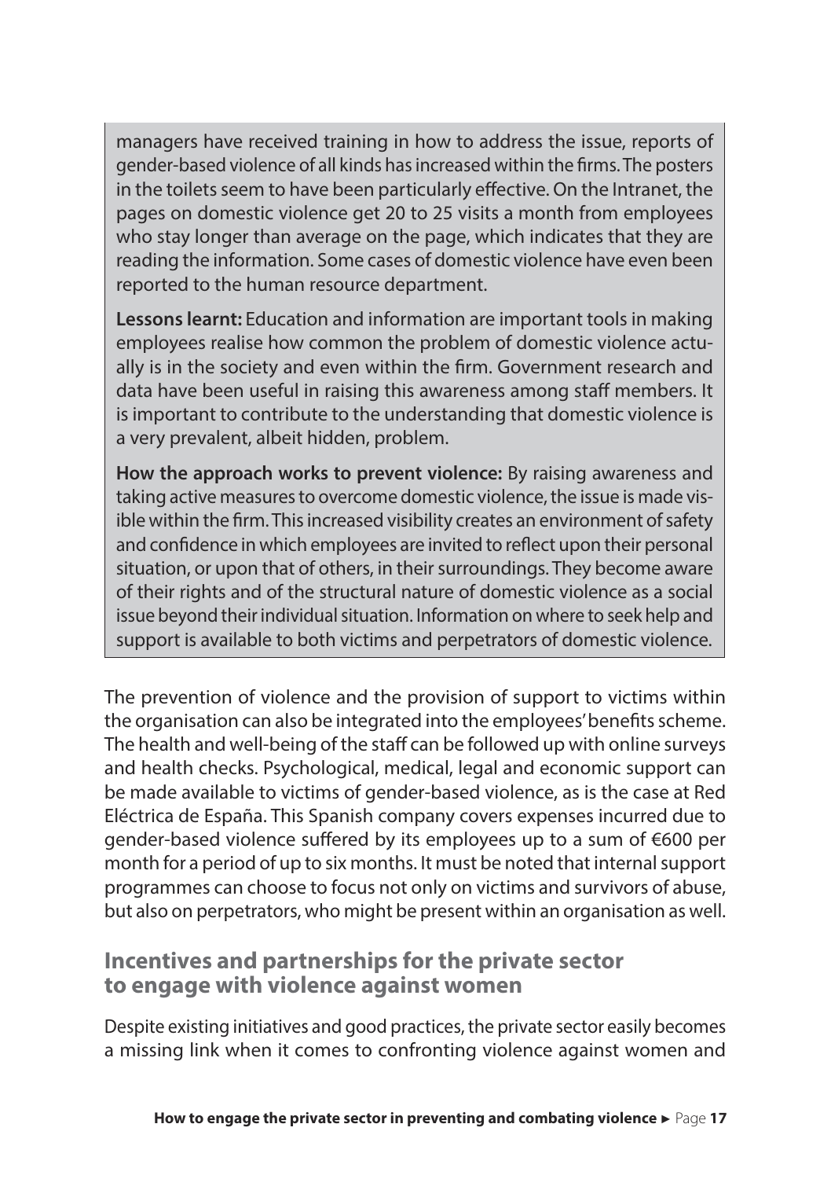managers have received training in how to address the issue, reports of gender-based violence of all kinds has increased within the firms. The posters in the toilets seem to have been particularly effective. On the Intranet, the pages on domestic violence get 20 to 25 visits a month from employees who stay longer than average on the page, which indicates that they are reading the information. Some cases of domestic violence have even been reported to the human resource department.

**Lessons learnt:** Education and information are important tools in making employees realise how common the problem of domestic violence actually is in the society and even within the firm. Government research and data have been useful in raising this awareness among staff members. It is important to contribute to the understanding that domestic violence is a very prevalent, albeit hidden, problem.

**How the approach works to prevent violence:** By raising awareness and taking active measures to overcome domestic violence, the issue is made visible within the firm. This increased visibility creates an environment of safety and confidence in which employees are invited to reflect upon their personal situation, or upon that of others, in their surroundings. They become aware of their rights and of the structural nature of domestic violence as a social issue beyond their individual situation. Information on where to seek help and support is available to both victims and perpetrators of domestic violence.

The prevention of violence and the provision of support to victims within the organisation can also be integrated into the employees' benefits scheme. The health and well-being of the staff can be followed up with online surveys and health checks. Psychological, medical, legal and economic support can be made available to victims of gender-based violence, as is the case at Red Eléctrica de España. This Spanish company covers expenses incurred due to gender-based violence suffered by its employees up to a sum of €600 per month for a period of up to six months. It must be noted that internal support programmes can choose to focus not only on victims and survivors of abuse, but also on perpetrators, who might be present within an organisation as well.

## Incentives and partnerships for the private sector to engage with violence against women

Despite existing initiatives and good practices, the private sector easily becomes a missing link when it comes to confronting violence against women and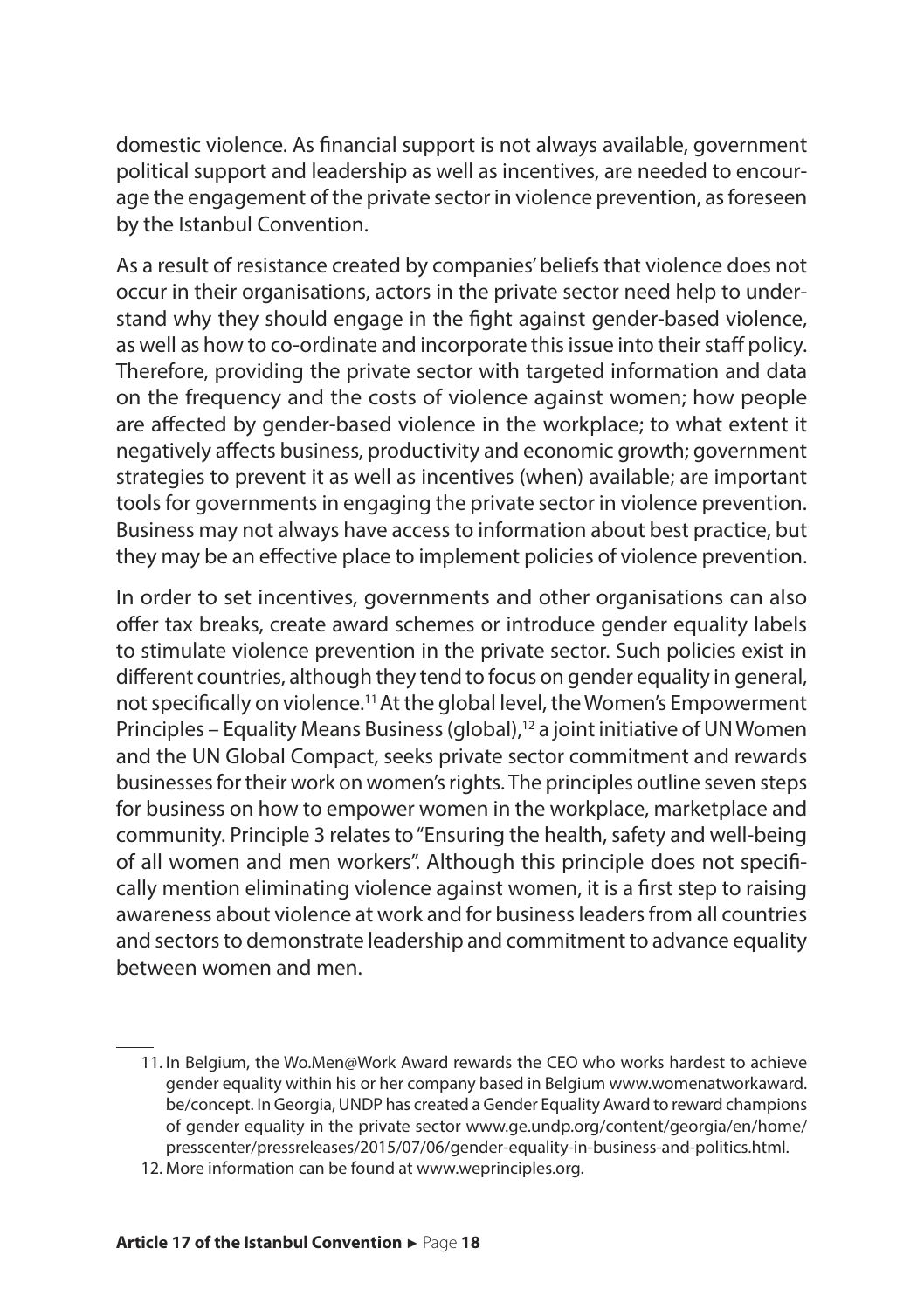domestic violence. As financial support is not always available, government political support and leadership as well as incentives, are needed to encourage the engagement of the private sector in violence prevention, as foreseen by the Istanbul Convention.

As a result of resistance created by companies' beliefs that violence does not occur in their organisations, actors in the private sector need help to understand why they should engage in the fight against gender-based violence, as well as how to co-ordinate and incorporate this issue into their staff policy. Therefore, providing the private sector with targeted information and data on the frequency and the costs of violence against women; how people are affected by gender-based violence in the workplace; to what extent it negatively affects business, productivity and economic growth; government strategies to prevent it as well as incentives (when) available; are important tools for governments in engaging the private sector in violence prevention. Business may not always have access to information about best practice, but they may be an effective place to implement policies of violence prevention.

In order to set incentives, governments and other organisations can also offer tax breaks, create award schemes or introduce gender equality labels to stimulate violence prevention in the private sector. Such policies exist in different countries, although they tend to focus on gender equality in general, not specifically on violence.[11] At the global level, the Women's Empowerment Principles – Equality Means Business (global),[12] a joint initiative of UN Women and the UN Global Compact, seeks private sector commitment and rewards businesses for their work on women's rights. The principles outline seven steps for business on how to empower women in the workplace, marketplace and community. Principle 3 relates to "Ensuring the health, safety and well-being of all women and men workers". Although this principle does not specifically mention eliminating violence against women, it is a first step to raising awareness about violence at work and for business leaders from all countries and sectors to demonstrate leadership and commitment to advance equality between women and men.

---

11. In Belgium, the Wo.Men@Work Award rewards the CEO who works hardest to achieve gender equality within his or her company based in Belgium www.womenatworkaward.be/concept. In Georgia, UNDP has created a Gender Equality Award to reward champions of gender equality in the private sector www.ge.undp.org/content/georgia/en/home/presscenter/pressreleases/2015/07/06/gender-equality-in-business-and-politics.html.
12. More information can be found at www.weprinciples.org.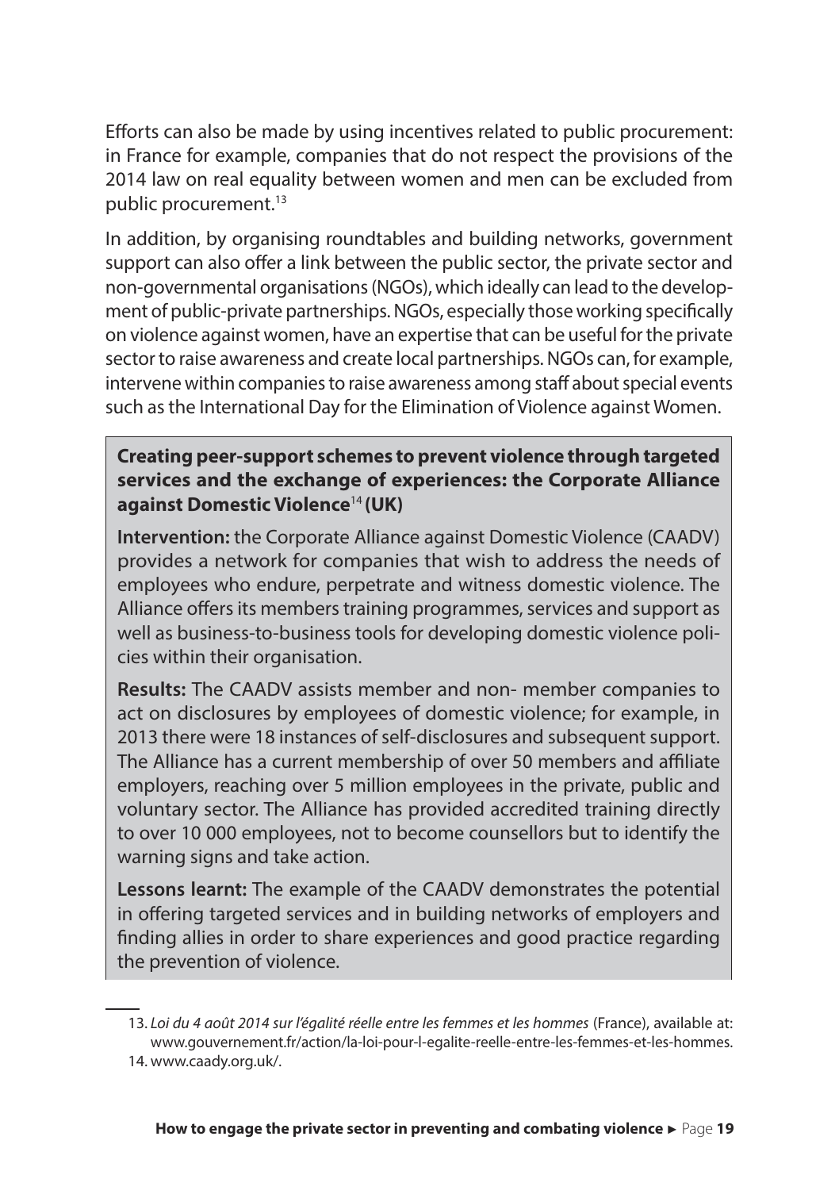Efforts can also be made by using incentives related to public procurement: in France for example, companies that do not respect the provisions of the 2014 law on real equality between women and men can be excluded from public procurement.[13]

In addition, by organising roundtables and building networks, government support can also offer a link between the public sector, the private sector and non-governmental organisations (NGOs), which ideally can lead to the development of public-private partnerships. NGOs, especially those working specifically on violence against women, have an expertise that can be useful for the private sector to raise awareness and create local partnerships. NGOs can, for example, intervene within companies to raise awareness among staff about special events such as the International Day for the Elimination of Violence against Women.

**Creating peer-support schemes to prevent violence through targeted services and the exchange of experiences: the Corporate Alliance against Domestic Violence[14] (UK)**

**Intervention:** the Corporate Alliance against Domestic Violence (CAADV) provides a network for companies that wish to address the needs of employees who endure, perpetrate and witness domestic violence. The Alliance offers its members training programmes, services and support as well as business-to-business tools for developing domestic violence policies within their organisation.

**Results:** The CAADV assists member and non- member companies to act on disclosures by employees of domestic violence; for example, in 2013 there were 18 instances of self-disclosures and subsequent support. The Alliance has a current membership of over 50 members and affiliate employers, reaching over 5 million employees in the private, public and voluntary sector. The Alliance has provided accredited training directly to over 10 000 employees, not to become counsellors but to identify the warning signs and take action.

**Lessons learnt:** The example of the CAADV demonstrates the potential in offering targeted services and in building networks of employers and finding allies in order to share experiences and good practice regarding the prevention of violence.

13. *Loi du 4 août 2014 sur l'égalité réelle entre les femmes et les hommes* (France), available at: www.gouvernement.fr/action/la-loi-pour-l-egalite-reelle-entre-les-femmes-et-les-hommes.
14. www.caady.org.uk/.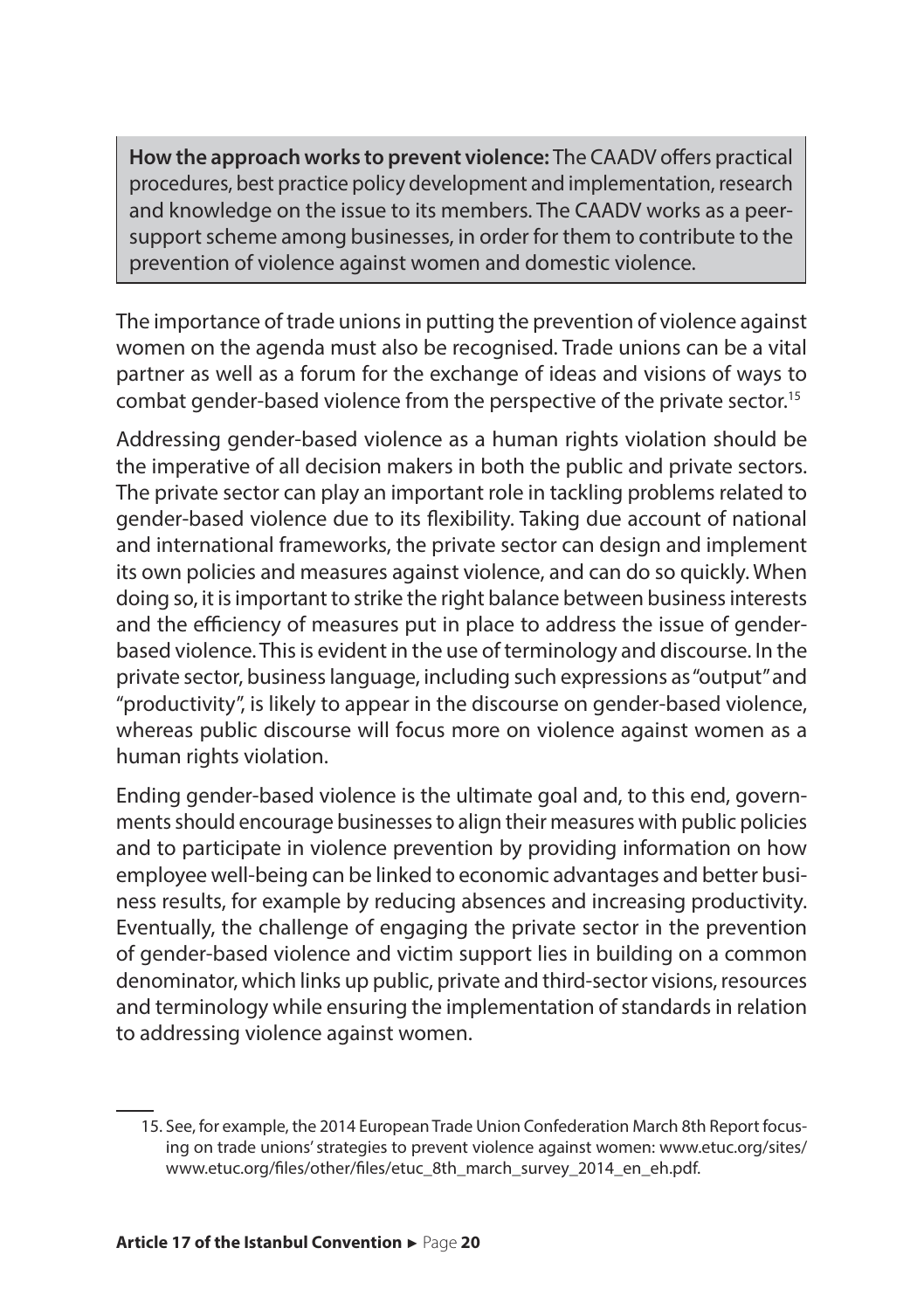**How the approach works to prevent violence:** The CAADV offers practical procedures, best practice policy development and implementation, research and knowledge on the issue to its members. The CAADV works as a peer-support scheme among businesses, in order for them to contribute to the prevention of violence against women and domestic violence.

The importance of trade unions in putting the prevention of violence against women on the agenda must also be recognised. Trade unions can be a vital partner as well as a forum for the exchange of ideas and visions of ways to combat gender-based violence from the perspective of the private sector.[15]

Addressing gender-based violence as a human rights violation should be the imperative of all decision makers in both the public and private sectors. The private sector can play an important role in tackling problems related to gender-based violence due to its flexibility. Taking due account of national and international frameworks, the private sector can design and implement its own policies and measures against violence, and can do so quickly. When doing so, it is important to strike the right balance between business interests and the efficiency of measures put in place to address the issue of gender-based violence. This is evident in the use of terminology and discourse. In the private sector, business language, including such expressions as "output" and "productivity", is likely to appear in the discourse on gender-based violence, whereas public discourse will focus more on violence against women as a human rights violation.

Ending gender-based violence is the ultimate goal and, to this end, governments should encourage businesses to align their measures with public policies and to participate in violence prevention by providing information on how employee well-being can be linked to economic advantages and better business results, for example by reducing absences and increasing productivity. Eventually, the challenge of engaging the private sector in the prevention of gender-based violence and victim support lies in building on a common denominator, which links up public, private and third-sector visions, resources and terminology while ensuring the implementation of standards in relation to addressing violence against women.

---

15. See, for example, the 2014 European Trade Union Confederation March 8th Report focusing on trade unions' strategies to prevent violence against women: www.etuc.org/sites/www.etuc.org/files/other/files/etuc_8th_march_survey_2014_en_eh.pdf.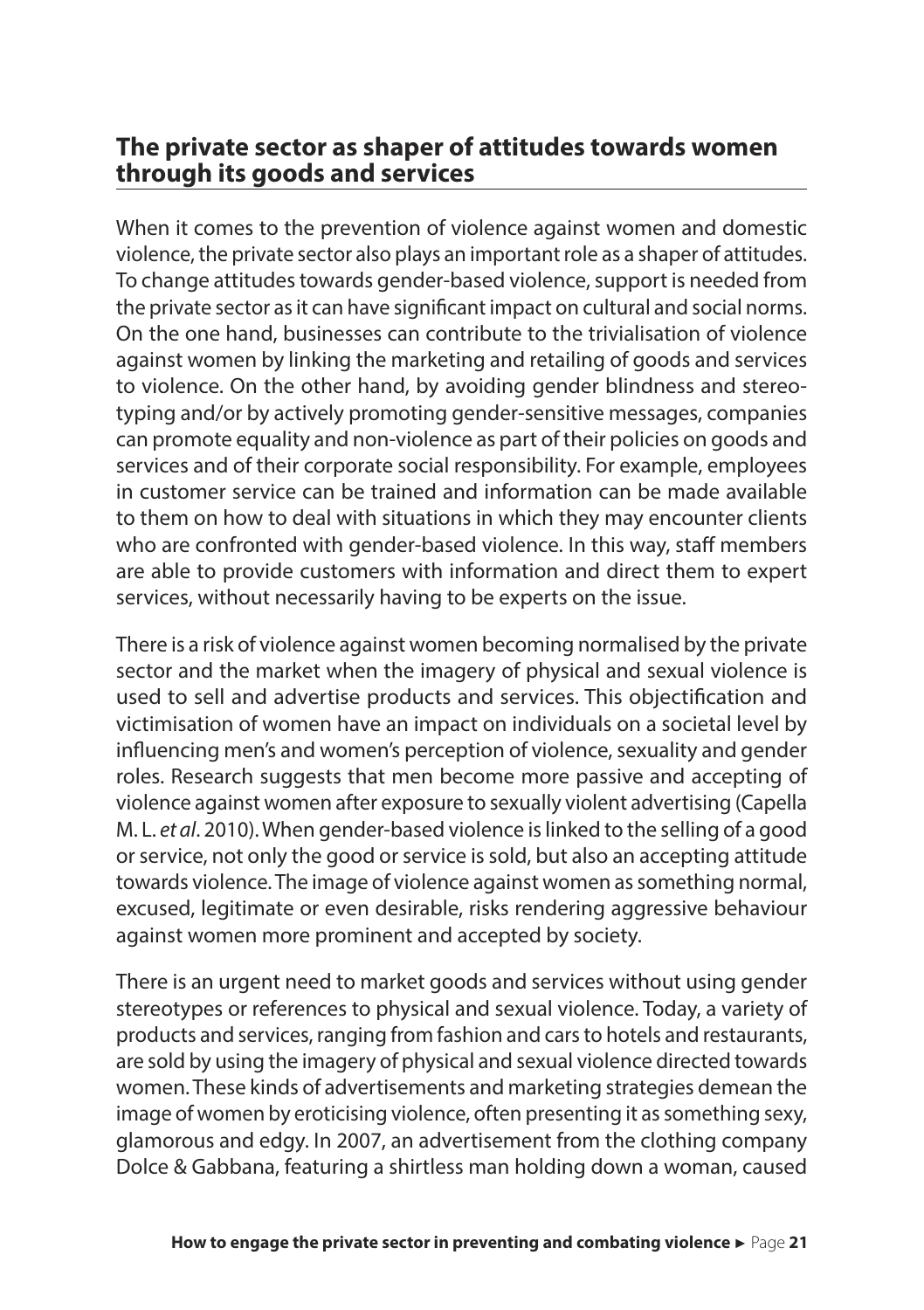## The private sector as shaper of attitudes towards women through its goods and services

When it comes to the prevention of violence against women and domestic violence, the private sector also plays an important role as a shaper of attitudes. To change attitudes towards gender-based violence, support is needed from the private sector as it can have significant impact on cultural and social norms. On the one hand, businesses can contribute to the trivialisation of violence against women by linking the marketing and retailing of goods and services to violence. On the other hand, by avoiding gender blindness and stereotyping and/or by actively promoting gender-sensitive messages, companies can promote equality and non-violence as part of their policies on goods and services and of their corporate social responsibility. For example, employees in customer service can be trained and information can be made available to them on how to deal with situations in which they may encounter clients who are confronted with gender-based violence. In this way, staff members are able to provide customers with information and direct them to expert services, without necessarily having to be experts on the issue.

There is a risk of violence against women becoming normalised by the private sector and the market when the imagery of physical and sexual violence is used to sell and advertise products and services. This objectification and victimisation of women have an impact on individuals on a societal level by influencing men's and women's perception of violence, sexuality and gender roles. Research suggests that men become more passive and accepting of violence against women after exposure to sexually violent advertising (Capella M. L. *et al*. 2010). When gender-based violence is linked to the selling of a good or service, not only the good or service is sold, but also an accepting attitude towards violence. The image of violence against women as something normal, excused, legitimate or even desirable, risks rendering aggressive behaviour against women more prominent and accepted by society.

There is an urgent need to market goods and services without using gender stereotypes or references to physical and sexual violence. Today, a variety of products and services, ranging from fashion and cars to hotels and restaurants, are sold by using the imagery of physical and sexual violence directed towards women. These kinds of advertisements and marketing strategies demean the image of women by eroticising violence, often presenting it as something sexy, glamorous and edgy. In 2007, an advertisement from the clothing company Dolce & Gabbana, featuring a shirtless man holding down a woman, caused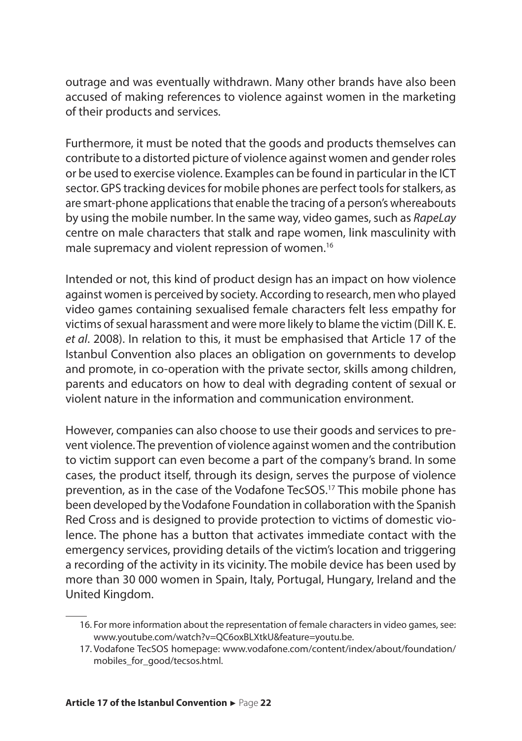outrage and was eventually withdrawn. Many other brands have also been accused of making references to violence against women in the marketing of their products and services.

Furthermore, it must be noted that the goods and products themselves can contribute to a distorted picture of violence against women and gender roles or be used to exercise violence. Examples can be found in particular in the ICT sector. GPS tracking devices for mobile phones are perfect tools for stalkers, as are smart-phone applications that enable the tracing of a person's whereabouts by using the mobile number. In the same way, video games, such as *RapeLay* centre on male characters that stalk and rape women, link masculinity with male supremacy and violent repression of women.[16]

Intended or not, this kind of product design has an impact on how violence against women is perceived by society. According to research, men who played video games containing sexualised female characters felt less empathy for victims of sexual harassment and were more likely to blame the victim (Dill K. E. *et al*. 2008). In relation to this, it must be emphasised that Article 17 of the Istanbul Convention also places an obligation on governments to develop and promote, in co-operation with the private sector, skills among children, parents and educators on how to deal with degrading content of sexual or violent nature in the information and communication environment.

However, companies can also choose to use their goods and services to prevent violence. The prevention of violence against women and the contribution to victim support can even become a part of the company's brand. In some cases, the product itself, through its design, serves the purpose of violence prevention, as in the case of the Vodafone TecSOS.[17] This mobile phone has been developed by the Vodafone Foundation in collaboration with the Spanish Red Cross and is designed to provide protection to victims of domestic violence. The phone has a button that activates immediate contact with the emergency services, providing details of the victim's location and triggering a recording of the activity in its vicinity. The mobile device has been used by more than 30 000 women in Spain, Italy, Portugal, Hungary, Ireland and the United Kingdom.

---

16. For more information about the representation of female characters in video games, see: www.youtube.com/watch?v=QC6oxBLXtkU&feature=youtu.be.
17. Vodafone TecSOS homepage: www.vodafone.com/content/index/about/foundation/mobiles_for_good/tecsos.html.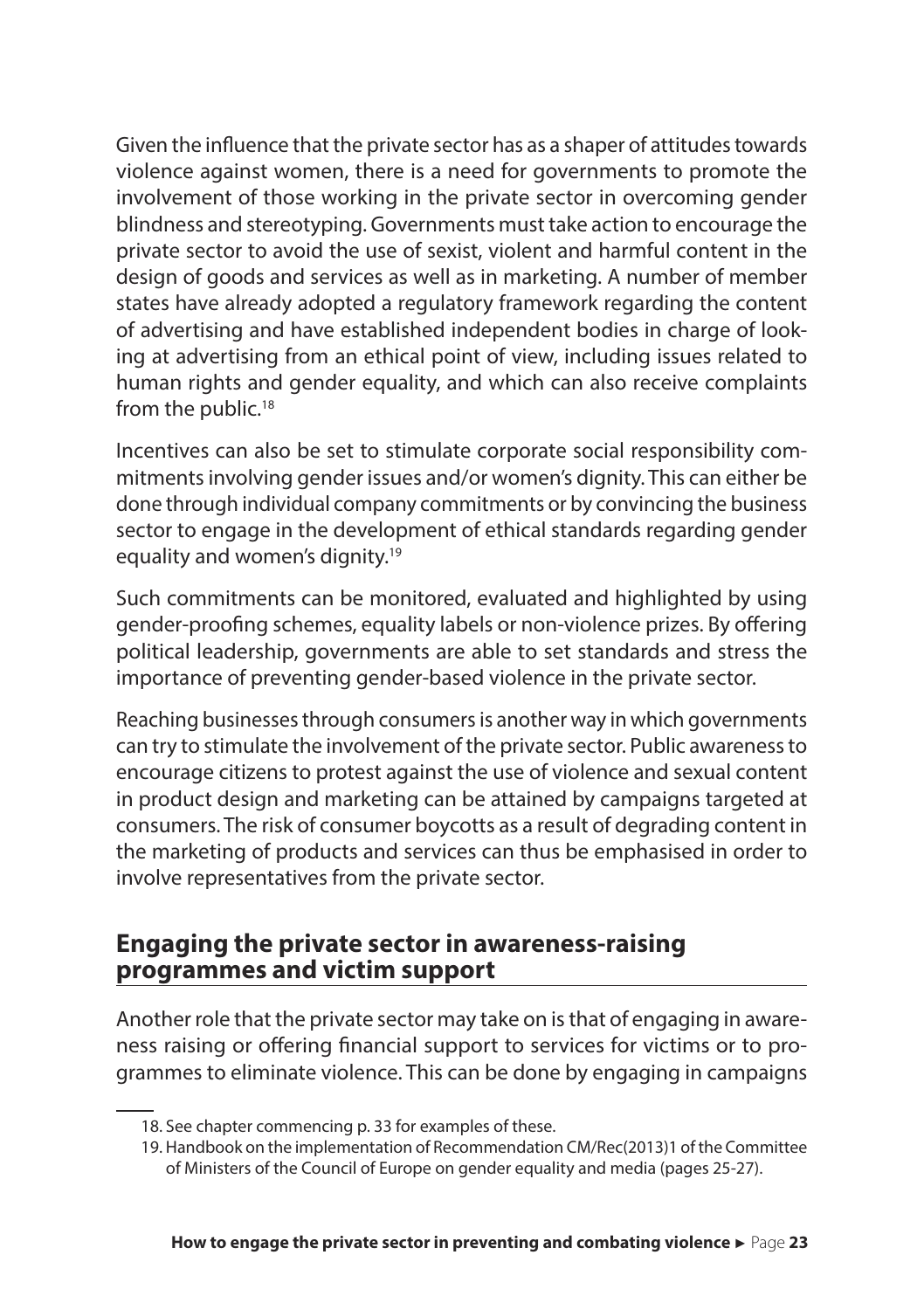Given the influence that the private sector has as a shaper of attitudes towards violence against women, there is a need for governments to promote the involvement of those working in the private sector in overcoming gender blindness and stereotyping. Governments must take action to encourage the private sector to avoid the use of sexist, violent and harmful content in the design of goods and services as well as in marketing. A number of member states have already adopted a regulatory framework regarding the content of advertising and have established independent bodies in charge of looking at advertising from an ethical point of view, including issues related to human rights and gender equality, and which can also receive complaints from the public.[18]

Incentives can also be set to stimulate corporate social responsibility commitments involving gender issues and/or women's dignity. This can either be done through individual company commitments or by convincing the business sector to engage in the development of ethical standards regarding gender equality and women's dignity.[19]

Such commitments can be monitored, evaluated and highlighted by using gender-proofing schemes, equality labels or non-violence prizes. By offering political leadership, governments are able to set standards and stress the importance of preventing gender-based violence in the private sector.

Reaching businesses through consumers is another way in which governments can try to stimulate the involvement of the private sector. Public awareness to encourage citizens to protest against the use of violence and sexual content in product design and marketing can be attained by campaigns targeted at consumers. The risk of consumer boycotts as a result of degrading content in the marketing of products and services can thus be emphasised in order to involve representatives from the private sector.

## Engaging the private sector in awareness-raising programmes and victim support

Another role that the private sector may take on is that of engaging in awareness raising or offering financial support to services for victims or to programmes to eliminate violence. This can be done by engaging in campaigns

18. See chapter commencing p. 33 for examples of these.

19. Handbook on the implementation of Recommendation CM/Rec(2013)1 of the Committee of Ministers of the Council of Europe on gender equality and media (pages 25-27).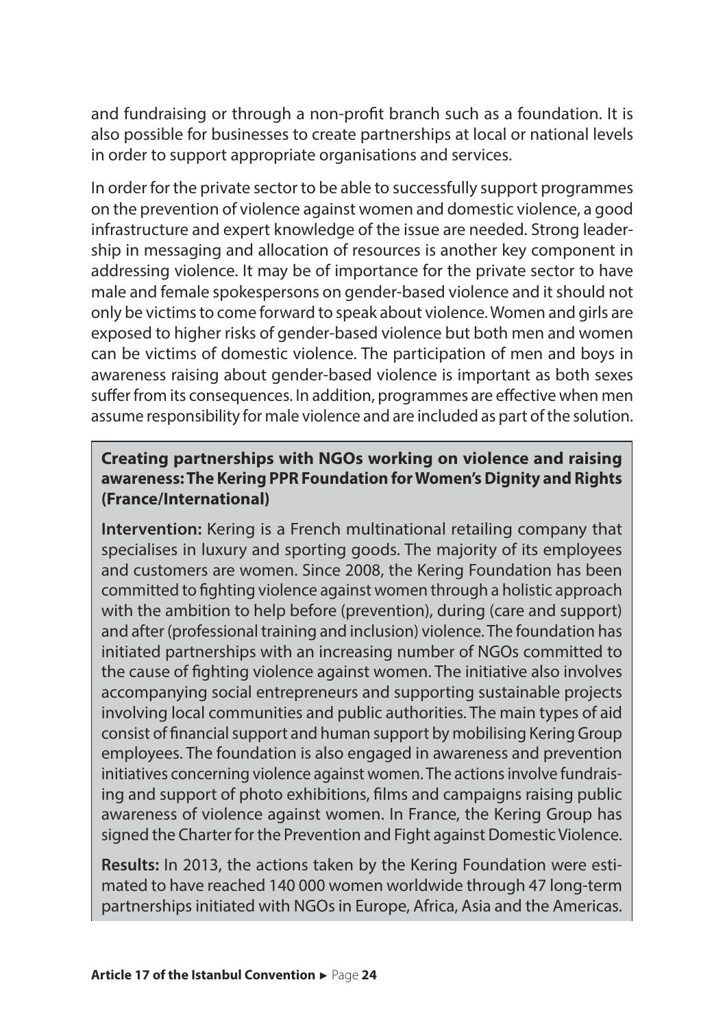and fundraising or through a non-profit branch such as a foundation. It is also possible for businesses to create partnerships at local or national levels in order to support appropriate organisations and services.

In order for the private sector to be able to successfully support programmes on the prevention of violence against women and domestic violence, a good infrastructure and expert knowledge of the issue are needed. Strong leadership in messaging and allocation of resources is another key component in addressing violence. It may be of importance for the private sector to have male and female spokespersons on gender-based violence and it should not only be victims to come forward to speak about violence. Women and girls are exposed to higher risks of gender-based violence but both men and women can be victims of domestic violence. The participation of men and boys in awareness raising about gender-based violence is important as both sexes suffer from its consequences. In addition, programmes are effective when men assume responsibility for male violence and are included as part of the solution.

**Creating partnerships with NGOs working on violence and raising awareness: The Kering PPR Foundation for Women's Dignity and Rights (France/International)**

**Intervention:** Kering is a French multinational retailing company that specialises in luxury and sporting goods. The majority of its employees and customers are women. Since 2008, the Kering Foundation has been committed to fighting violence against women through a holistic approach with the ambition to help before (prevention), during (care and support) and after (professional training and inclusion) violence. The foundation has initiated partnerships with an increasing number of NGOs committed to the cause of fighting violence against women. The initiative also involves accompanying social entrepreneurs and supporting sustainable projects involving local communities and public authorities. The main types of aid consist of financial support and human support by mobilising Kering Group employees. The foundation is also engaged in awareness and prevention initiatives concerning violence against women. The actions involve fundraising and support of photo exhibitions, films and campaigns raising public awareness of violence against women. In France, the Kering Group has signed the Charter for the Prevention and Fight against Domestic Violence.

**Results:** In 2013, the actions taken by the Kering Foundation were estimated to have reached 140 000 women worldwide through 47 long-term partnerships initiated with NGOs in Europe, Africa, Asia and the Americas.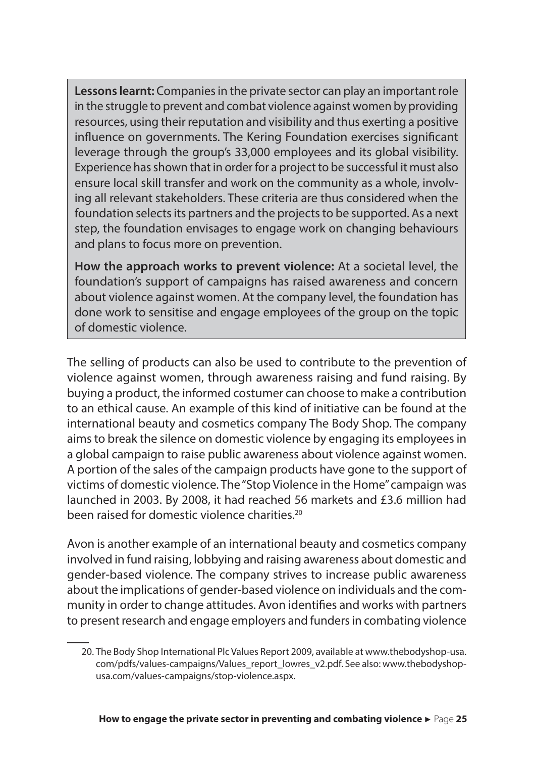**Lessons learnt:** Companies in the private sector can play an important role in the struggle to prevent and combat violence against women by providing resources, using their reputation and visibility and thus exerting a positive influence on governments. The Kering Foundation exercises significant leverage through the group's 33,000 employees and its global visibility. Experience has shown that in order for a project to be successful it must also ensure local skill transfer and work on the community as a whole, involving all relevant stakeholders. These criteria are thus considered when the foundation selects its partners and the projects to be supported. As a next step, the foundation envisages to engage work on changing behaviours and plans to focus more on prevention.

**How the approach works to prevent violence:** At a societal level, the foundation's support of campaigns has raised awareness and concern about violence against women. At the company level, the foundation has done work to sensitise and engage employees of the group on the topic of domestic violence.

The selling of products can also be used to contribute to the prevention of violence against women, through awareness raising and fund raising. By buying a product, the informed costumer can choose to make a contribution to an ethical cause. An example of this kind of initiative can be found at the international beauty and cosmetics company The Body Shop. The company aims to break the silence on domestic violence by engaging its employees in a global campaign to raise public awareness about violence against women. A portion of the sales of the campaign products have gone to the support of victims of domestic violence. The "Stop Violence in the Home" campaign was launched in 2003. By 2008, it had reached 56 markets and £3.6 million had been raised for domestic violence charities.[20]

Avon is another example of an international beauty and cosmetics company involved in fund raising, lobbying and raising awareness about domestic and gender-based violence. The company strives to increase public awareness about the implications of gender-based violence on individuals and the community in order to change attitudes. Avon identifies and works with partners to present research and engage employers and funders in combating violence

---

20. The Body Shop International Plc Values Report 2009, available at www.thebodyshop-usa.com/pdfs/values-campaigns/Values_report_lowres_v2.pdf. See also: www.thebodyshop-usa.com/values-campaigns/stop-violence.aspx.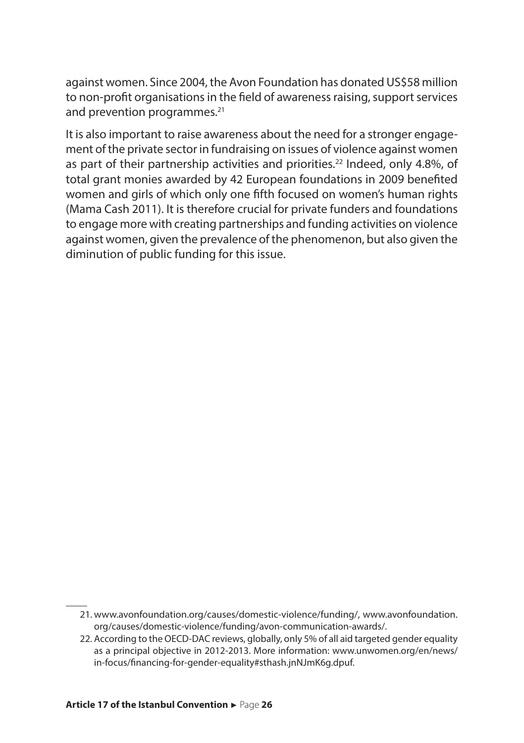against women. Since 2004, the Avon Foundation has donated US$58 million to non-profit organisations in the field of awareness raising, support services and prevention programmes.[21]

It is also important to raise awareness about the need for a stronger engagement of the private sector in fundraising on issues of violence against women as part of their partnership activities and priorities.[22] Indeed, only 4.8%, of total grant monies awarded by 42 European foundations in 2009 benefited women and girls of which only one fifth focused on women's human rights (Mama Cash 2011). It is therefore crucial for private funders and foundations to engage more with creating partnerships and funding activities on violence against women, given the prevalence of the phenomenon, but also given the diminution of public funding for this issue.

---

21. www.avonfoundation.org/causes/domestic-violence/funding/, www.avonfoundation.org/causes/domestic-violence/funding/avon-communication-awards/.
22. According to the OECD-DAC reviews, globally, only 5% of all aid targeted gender equality as a principal objective in 2012-2013. More information: www.unwomen.org/en/news/in-focus/financing-for-gender-equality#sthash.jnNJmK6g.dpuf.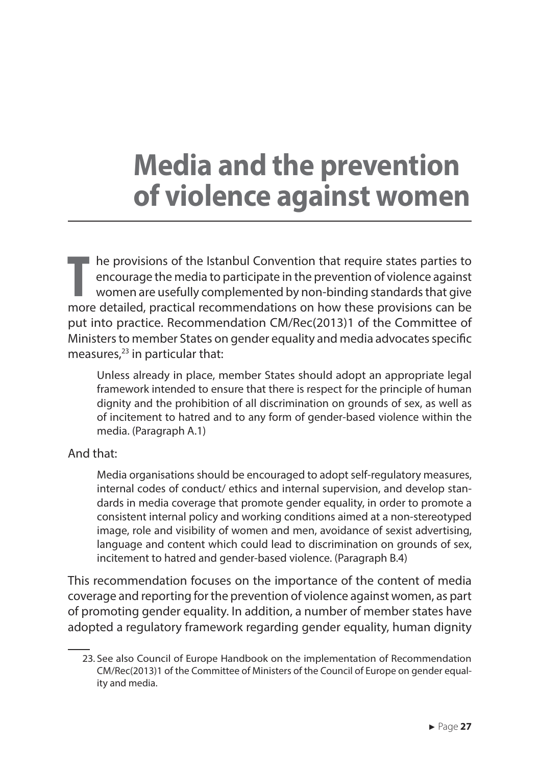# Media and the prevention of violence against women

The provisions of the Istanbul Convention that require states parties to encourage the media to participate in the prevention of violence against women are usefully complemented by non-binding standards that give more detailed, practical recommendations on how these provisions can be put into practice. Recommendation CM/Rec(2013)1 of the Committee of Ministers to member States on gender equality and media advocates specific measures,[23] in particular that:

> Unless already in place, member States should adopt an appropriate legal framework intended to ensure that there is respect for the principle of human dignity and the prohibition of all discrimination on grounds of sex, as well as of incitement to hatred and to any form of gender-based violence within the media. (Paragraph A.1)

And that:

> Media organisations should be encouraged to adopt self-regulatory measures, internal codes of conduct/ ethics and internal supervision, and develop standards in media coverage that promote gender equality, in order to promote a consistent internal policy and working conditions aimed at a non-stereotyped image, role and visibility of women and men, avoidance of sexist advertising, language and content which could lead to discrimination on grounds of sex, incitement to hatred and gender-based violence. (Paragraph B.4)

This recommendation focuses on the importance of the content of media coverage and reporting for the prevention of violence against women, as part of promoting gender equality. In addition, a number of member states have adopted a regulatory framework regarding gender equality, human dignity

---

23. See also Council of Europe Handbook on the implementation of Recommendation CM/Rec(2013)1 of the Committee of Ministers of the Council of Europe on gender equality and media.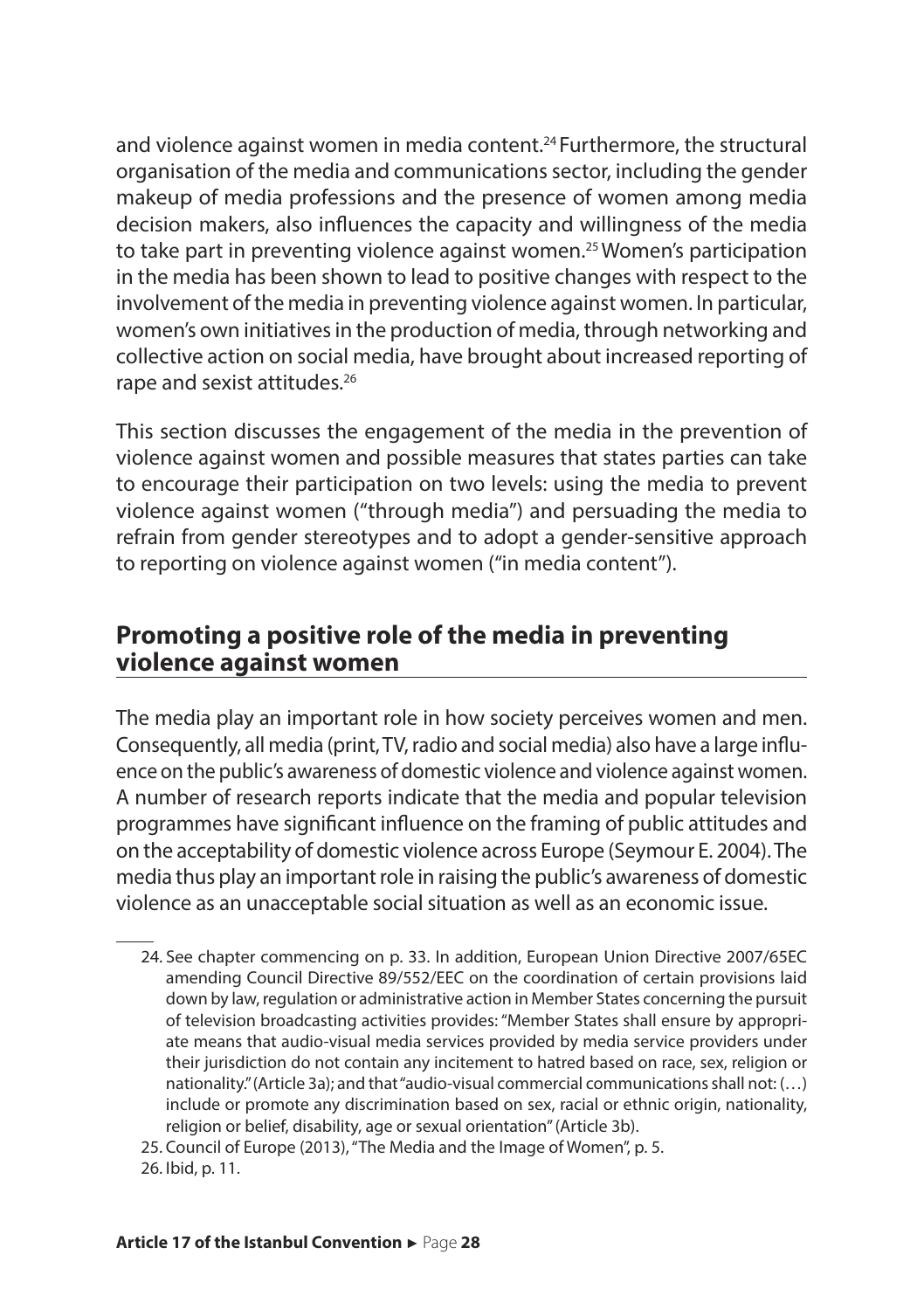and violence against women in media content.[24] Furthermore, the structural organisation of the media and communications sector, including the gender makeup of media professions and the presence of women among media decision makers, also influences the capacity and willingness of the media to take part in preventing violence against women.[25] Women's participation in the media has been shown to lead to positive changes with respect to the involvement of the media in preventing violence against women. In particular, women's own initiatives in the production of media, through networking and collective action on social media, have brought about increased reporting of rape and sexist attitudes.[26]

This section discusses the engagement of the media in the prevention of violence against women and possible measures that states parties can take to encourage their participation on two levels: using the media to prevent violence against women ("through media") and persuading the media to refrain from gender stereotypes and to adopt a gender-sensitive approach to reporting on violence against women ("in media content").

## Promoting a positive role of the media in preventing violence against women

The media play an important role in how society perceives women and men. Consequently, all media (print, TV, radio and social media) also have a large influence on the public's awareness of domestic violence and violence against women. A number of research reports indicate that the media and popular television programmes have significant influence on the framing of public attitudes and on the acceptability of domestic violence across Europe (Seymour E. 2004). The media thus play an important role in raising the public's awareness of domestic violence as an unacceptable social situation as well as an economic issue.

24. See chapter commencing on p. 33. In addition, European Union Directive 2007/65EC amending Council Directive 89/552/EEC on the coordination of certain provisions laid down by law, regulation or administrative action in Member States concerning the pursuit of television broadcasting activities provides: "Member States shall ensure by appropriate means that audio-visual media services provided by media service providers under their jurisdiction do not contain any incitement to hatred based on race, sex, religion or nationality." (Article 3a); and that "audio-visual commercial communications shall not: (…) include or promote any discrimination based on sex, racial or ethnic origin, nationality, religion or belief, disability, age or sexual orientation" (Article 3b).

25. Council of Europe (2013), "The Media and the Image of Women", p. 5.

26. Ibid, p. 11.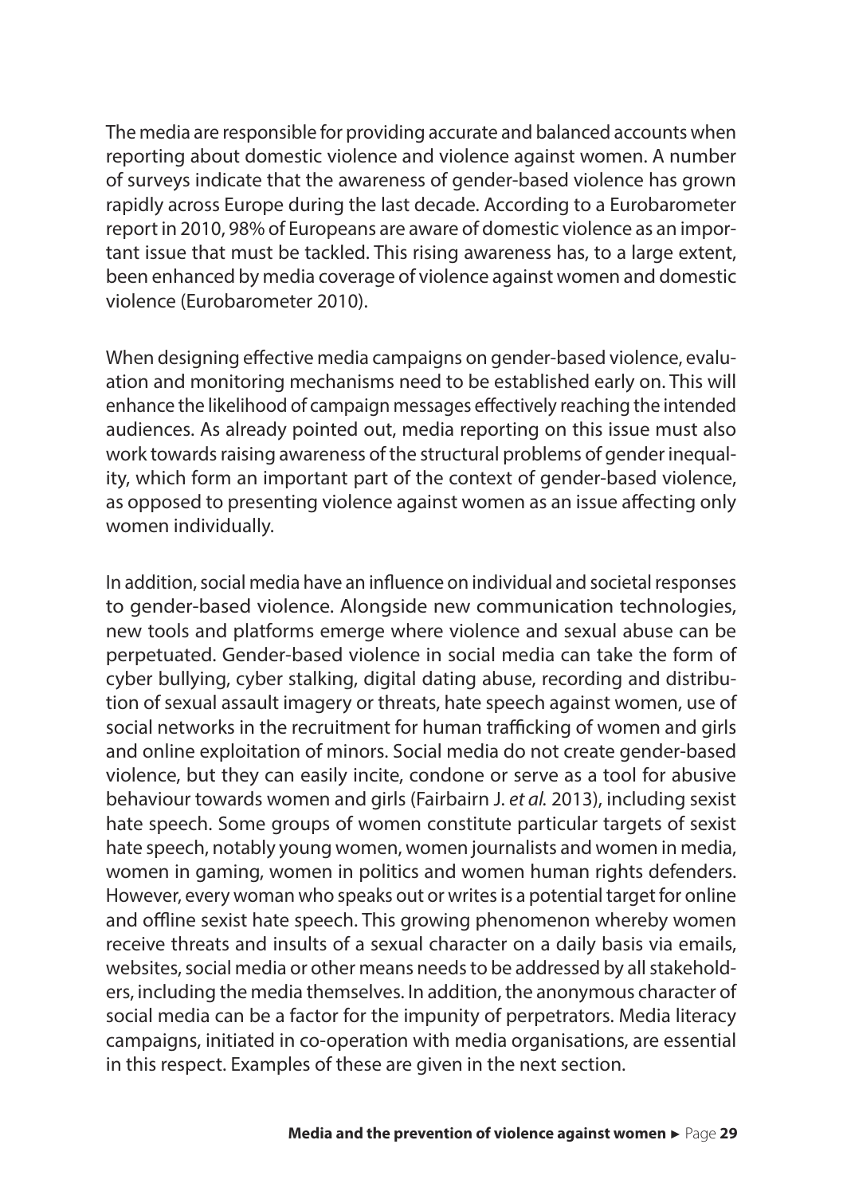The media are responsible for providing accurate and balanced accounts when reporting about domestic violence and violence against women. A number of surveys indicate that the awareness of gender-based violence has grown rapidly across Europe during the last decade. According to a Eurobarometer report in 2010, 98% of Europeans are aware of domestic violence as an important issue that must be tackled. This rising awareness has, to a large extent, been enhanced by media coverage of violence against women and domestic violence (Eurobarometer 2010).

When designing effective media campaigns on gender-based violence, evaluation and monitoring mechanisms need to be established early on. This will enhance the likelihood of campaign messages effectively reaching the intended audiences. As already pointed out, media reporting on this issue must also work towards raising awareness of the structural problems of gender inequality, which form an important part of the context of gender-based violence, as opposed to presenting violence against women as an issue affecting only women individually.

In addition, social media have an influence on individual and societal responses to gender-based violence. Alongside new communication technologies, new tools and platforms emerge where violence and sexual abuse can be perpetuated. Gender-based violence in social media can take the form of cyber bullying, cyber stalking, digital dating abuse, recording and distribution of sexual assault imagery or threats, hate speech against women, use of social networks in the recruitment for human trafficking of women and girls and online exploitation of minors. Social media do not create gender-based violence, but they can easily incite, condone or serve as a tool for abusive behaviour towards women and girls (Fairbairn J. *et al.* 2013), including sexist hate speech. Some groups of women constitute particular targets of sexist hate speech, notably young women, women journalists and women in media, women in gaming, women in politics and women human rights defenders. However, every woman who speaks out or writes is a potential target for online and offline sexist hate speech. This growing phenomenon whereby women receive threats and insults of a sexual character on a daily basis via emails, websites, social media or other means needs to be addressed by all stakeholders, including the media themselves. In addition, the anonymous character of social media can be a factor for the impunity of perpetrators. Media literacy campaigns, initiated in co-operation with media organisations, are essential in this respect. Examples of these are given in the next section.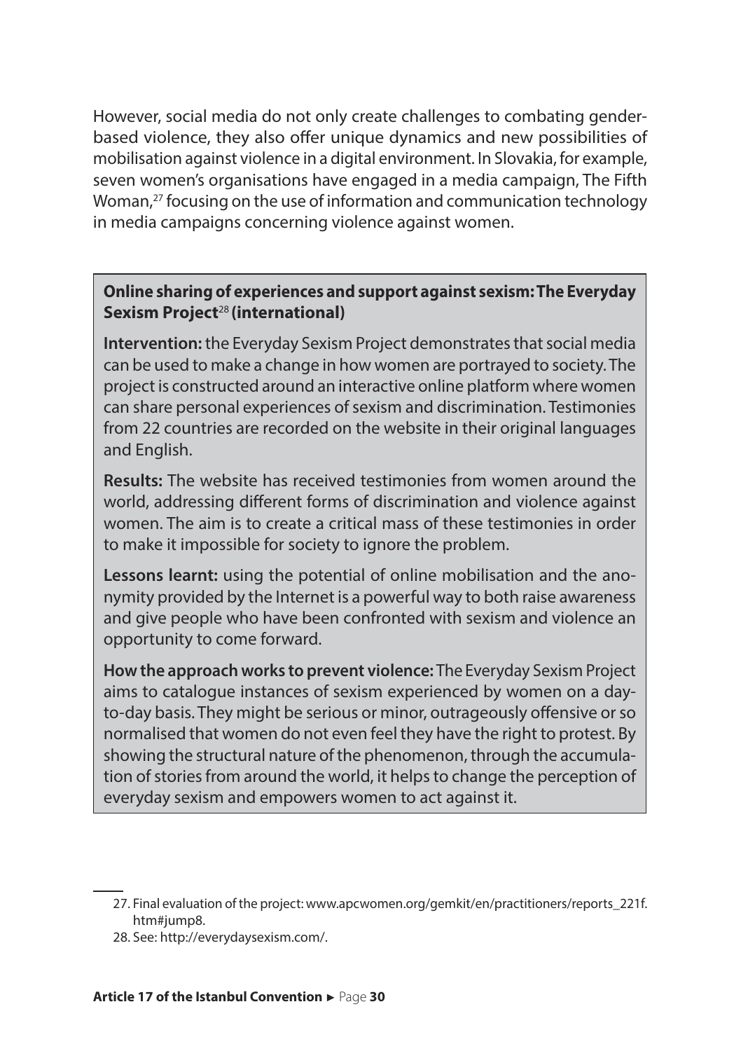However, social media do not only create challenges to combating gender-based violence, they also offer unique dynamics and new possibilities of mobilisation against violence in a digital environment. In Slovakia, for example, seven women's organisations have engaged in a media campaign, The Fifth Woman,[27] focusing on the use of information and communication technology in media campaigns concerning violence against women.

**Online sharing of experiences and support against sexism: The Everyday Sexism Project[28] (international)**

**Intervention:** the Everyday Sexism Project demonstrates that social media can be used to make a change in how women are portrayed to society. The project is constructed around an interactive online platform where women can share personal experiences of sexism and discrimination. Testimonies from 22 countries are recorded on the website in their original languages and English.

**Results:** The website has received testimonies from women around the world, addressing different forms of discrimination and violence against women. The aim is to create a critical mass of these testimonies in order to make it impossible for society to ignore the problem.

**Lessons learnt:** using the potential of online mobilisation and the anonymity provided by the Internet is a powerful way to both raise awareness and give people who have been confronted with sexism and violence an opportunity to come forward.

**How the approach works to prevent violence:** The Everyday Sexism Project aims to catalogue instances of sexism experienced by women on a day-to-day basis. They might be serious or minor, outrageously offensive or so normalised that women do not even feel they have the right to protest. By showing the structural nature of the phenomenon, through the accumulation of stories from around the world, it helps to change the perception of everyday sexism and empowers women to act against it.

---

27. Final evaluation of the project: www.apcwomen.org/gemkit/en/practitioners/reports_221f.htm#jump8.
28. See: http://everydaysexism.com/.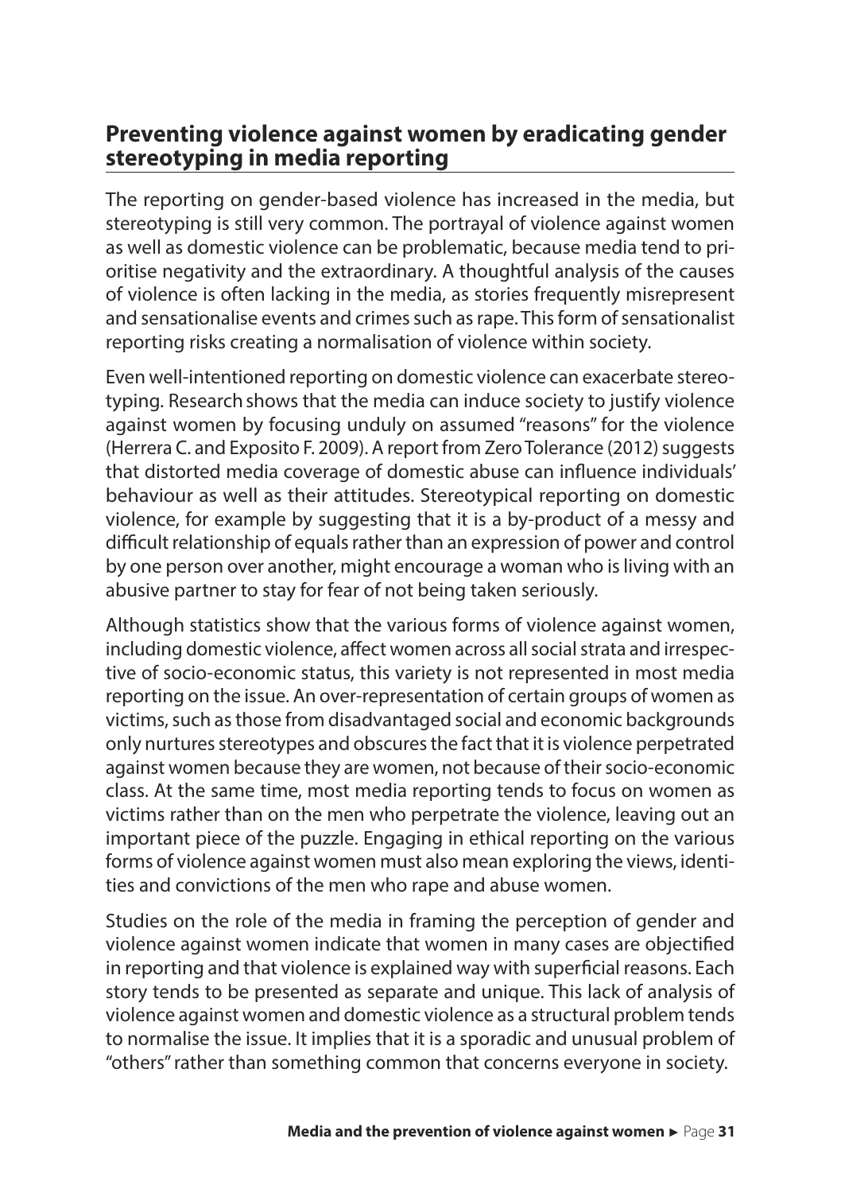## Preventing violence against women by eradicating gender stereotyping in media reporting

The reporting on gender-based violence has increased in the media, but stereotyping is still very common. The portrayal of violence against women as well as domestic violence can be problematic, because media tend to prioritise negativity and the extraordinary. A thoughtful analysis of the causes of violence is often lacking in the media, as stories frequently misrepresent and sensationalise events and crimes such as rape. This form of sensationalist reporting risks creating a normalisation of violence within society.

Even well-intentioned reporting on domestic violence can exacerbate stereotyping. Research shows that the media can induce society to justify violence against women by focusing unduly on assumed "reasons" for the violence (Herrera C. and Exposito F. 2009). A report from Zero Tolerance (2012) suggests that distorted media coverage of domestic abuse can influence individuals' behaviour as well as their attitudes. Stereotypical reporting on domestic violence, for example by suggesting that it is a by-product of a messy and difficult relationship of equals rather than an expression of power and control by one person over another, might encourage a woman who is living with an abusive partner to stay for fear of not being taken seriously.

Although statistics show that the various forms of violence against women, including domestic violence, affect women across all social strata and irrespective of socio-economic status, this variety is not represented in most media reporting on the issue. An over-representation of certain groups of women as victims, such as those from disadvantaged social and economic backgrounds only nurtures stereotypes and obscures the fact that it is violence perpetrated against women because they are women, not because of their socio-economic class. At the same time, most media reporting tends to focus on women as victims rather than on the men who perpetrate the violence, leaving out an important piece of the puzzle. Engaging in ethical reporting on the various forms of violence against women must also mean exploring the views, identities and convictions of the men who rape and abuse women.

Studies on the role of the media in framing the perception of gender and violence against women indicate that women in many cases are objectified in reporting and that violence is explained way with superficial reasons. Each story tends to be presented as separate and unique. This lack of analysis of violence against women and domestic violence as a structural problem tends to normalise the issue. It implies that it is a sporadic and unusual problem of "others" rather than something common that concerns everyone in society.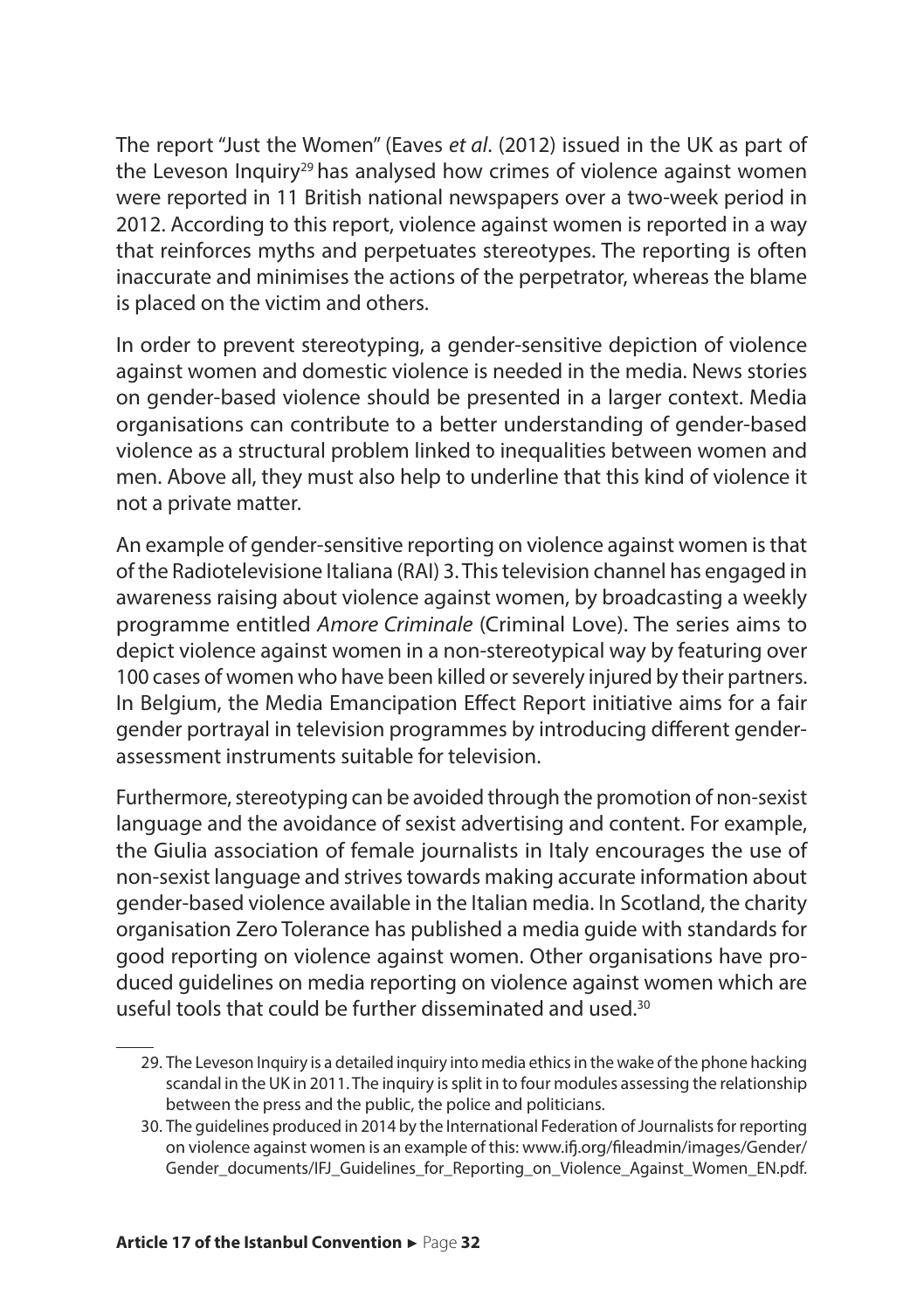The report "Just the Women" (Eaves *et al*. (2012) issued in the UK as part of the Leveson Inquiry[29] has analysed how crimes of violence against women were reported in 11 British national newspapers over a two-week period in 2012. According to this report, violence against women is reported in a way that reinforces myths and perpetuates stereotypes. The reporting is often inaccurate and minimises the actions of the perpetrator, whereas the blame is placed on the victim and others.

In order to prevent stereotyping, a gender-sensitive depiction of violence against women and domestic violence is needed in the media. News stories on gender-based violence should be presented in a larger context. Media organisations can contribute to a better understanding of gender-based violence as a structural problem linked to inequalities between women and men. Above all, they must also help to underline that this kind of violence it not a private matter.

An example of gender-sensitive reporting on violence against women is that of the Radiotelevisione Italiana (RAI) 3. This television channel has engaged in awareness raising about violence against women, by broadcasting a weekly programme entitled *Amore Criminale* (Criminal Love). The series aims to depict violence against women in a non-stereotypical way by featuring over 100 cases of women who have been killed or severely injured by their partners. In Belgium, the Media Emancipation Effect Report initiative aims for a fair gender portrayal in television programmes by introducing different gender-assessment instruments suitable for television.

Furthermore, stereotyping can be avoided through the promotion of non-sexist language and the avoidance of sexist advertising and content. For example, the Giulia association of female journalists in Italy encourages the use of non-sexist language and strives towards making accurate information about gender-based violence available in the Italian media. In Scotland, the charity organisation Zero Tolerance has published a media guide with standards for good reporting on violence against women. Other organisations have produced guidelines on media reporting on violence against women which are useful tools that could be further disseminated and used.[30]

29. The Leveson Inquiry is a detailed inquiry into media ethics in the wake of the phone hacking scandal in the UK in 2011. The inquiry is split in to four modules assessing the relationship between the press and the public, the police and politicians.

30. The guidelines produced in 2014 by the International Federation of Journalists for reporting on violence against women is an example of this: www.ifj.org/fileadmin/images/Gender/Gender_documents/IFJ_Guidelines_for_Reporting_on_Violence_Against_Women_EN.pdf.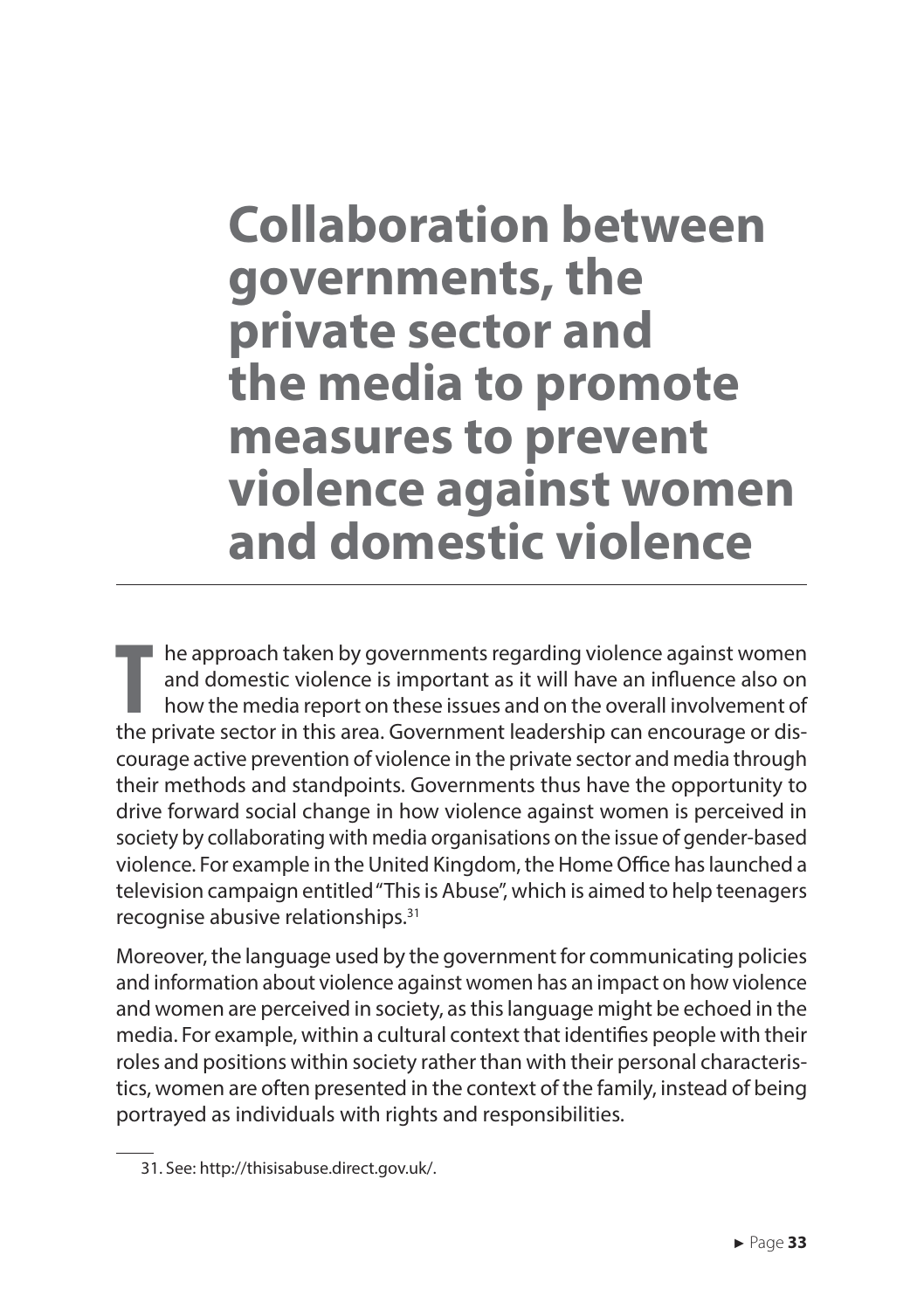# Collaboration between governments, the private sector and the media to promote measures to prevent violence against women and domestic violence

The approach taken by governments regarding violence against women and domestic violence is important as it will have an influence also on how the media report on these issues and on the overall involvement of the private sector in this area. Government leadership can encourage or discourage active prevention of violence in the private sector and media through their methods and standpoints. Governments thus have the opportunity to drive forward social change in how violence against women is perceived in society by collaborating with media organisations on the issue of gender-based violence. For example in the United Kingdom, the Home Office has launched a television campaign entitled "This is Abuse", which is aimed to help teenagers recognise abusive relationships.[31]

Moreover, the language used by the government for communicating policies and information about violence against women has an impact on how violence and women are perceived in society, as this language might be echoed in the media. For example, within a cultural context that identifies people with their roles and positions within society rather than with their personal characteristics, women are often presented in the context of the family, instead of being portrayed as individuals with rights and responsibilities.

31. See: http://thisisabuse.direct.gov.uk/.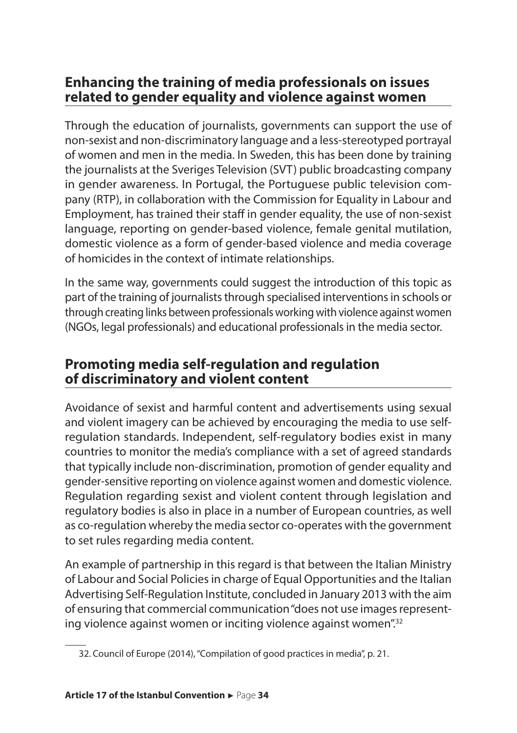## Enhancing the training of media professionals on issues related to gender equality and violence against women

Through the education of journalists, governments can support the use of non-sexist and non-discriminatory language and a less-stereotyped portrayal of women and men in the media. In Sweden, this has been done by training the journalists at the Sveriges Television (SVT) public broadcasting company in gender awareness. In Portugal, the Portuguese public television company (RTP), in collaboration with the Commission for Equality in Labour and Employment, has trained their staff in gender equality, the use of non-sexist language, reporting on gender-based violence, female genital mutilation, domestic violence as a form of gender-based violence and media coverage of homicides in the context of intimate relationships.

In the same way, governments could suggest the introduction of this topic as part of the training of journalists through specialised interventions in schools or through creating links between professionals working with violence against women (NGOs, legal professionals) and educational professionals in the media sector.

## Promoting media self-regulation and regulation of discriminatory and violent content

Avoidance of sexist and harmful content and advertisements using sexual and violent imagery can be achieved by encouraging the media to use self-regulation standards. Independent, self-regulatory bodies exist in many countries to monitor the media's compliance with a set of agreed standards that typically include non-discrimination, promotion of gender equality and gender-sensitive reporting on violence against women and domestic violence. Regulation regarding sexist and violent content through legislation and regulatory bodies is also in place in a number of European countries, as well as co-regulation whereby the media sector co-operates with the government to set rules regarding media content.

An example of partnership in this regard is that between the Italian Ministry of Labour and Social Policies in charge of Equal Opportunities and the Italian Advertising Self-Regulation Institute, concluded in January 2013 with the aim of ensuring that commercial communication "does not use images representing violence against women or inciting violence against women".[32]

32. Council of Europe (2014), "Compilation of good practices in media", p. 21.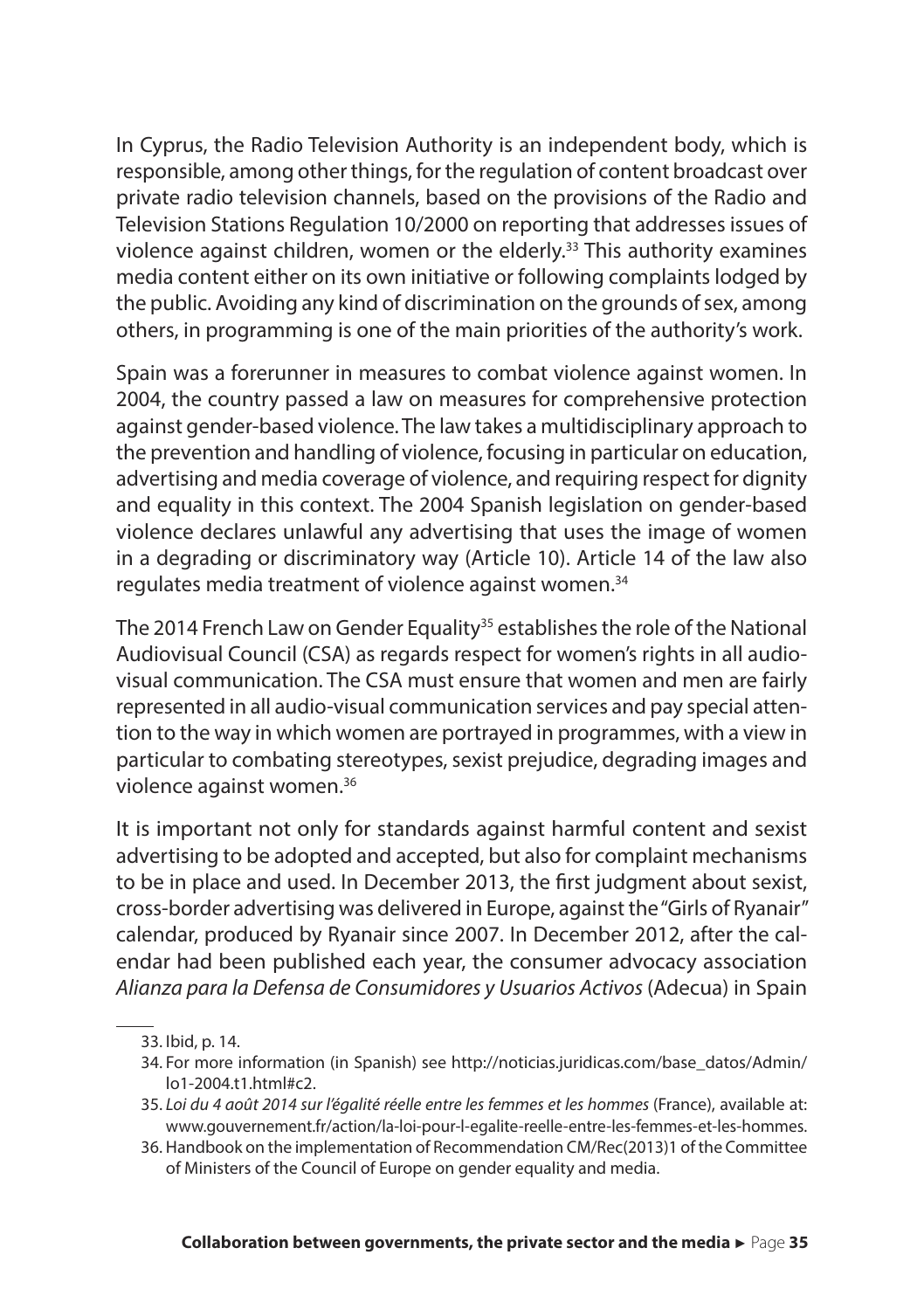In Cyprus, the Radio Television Authority is an independent body, which is responsible, among other things, for the regulation of content broadcast over private radio television channels, based on the provisions of the Radio and Television Stations Regulation 10/2000 on reporting that addresses issues of violence against children, women or the elderly.[33] This authority examines media content either on its own initiative or following complaints lodged by the public. Avoiding any kind of discrimination on the grounds of sex, among others, in programming is one of the main priorities of the authority's work.

Spain was a forerunner in measures to combat violence against women. In 2004, the country passed a law on measures for comprehensive protection against gender-based violence. The law takes a multidisciplinary approach to the prevention and handling of violence, focusing in particular on education, advertising and media coverage of violence, and requiring respect for dignity and equality in this context. The 2004 Spanish legislation on gender-based violence declares unlawful any advertising that uses the image of women in a degrading or discriminatory way (Article 10). Article 14 of the law also regulates media treatment of violence against women.[34]

The 2014 French Law on Gender Equality[35] establishes the role of the National Audiovisual Council (CSA) as regards respect for women's rights in all audio-visual communication. The CSA must ensure that women and men are fairly represented in all audio-visual communication services and pay special attention to the way in which women are portrayed in programmes, with a view in particular to combating stereotypes, sexist prejudice, degrading images and violence against women.[36]

It is important not only for standards against harmful content and sexist advertising to be adopted and accepted, but also for complaint mechanisms to be in place and used. In December 2013, the first judgment about sexist, cross-border advertising was delivered in Europe, against the "Girls of Ryanair" calendar, produced by Ryanair since 2007. In December 2012, after the calendar had been published each year, the consumer advocacy association *Alianza para la Defensa de Consumidores y Usuarios Activos* (Adecua) in Spain

33. Ibid, p. 14.

34. For more information (in Spanish) see http://noticias.juridicas.com/base_datos/Admin/lo1-2004.t1.html#c2.

35. *Loi du 4 août 2014 sur l'égalité réelle entre les femmes et les hommes* (France), available at: www.gouvernement.fr/action/la-loi-pour-l-egalite-reelle-entre-les-femmes-et-les-hommes.

36. Handbook on the implementation of Recommendation CM/Rec(2013)1 of the Committee of Ministers of the Council of Europe on gender equality and media.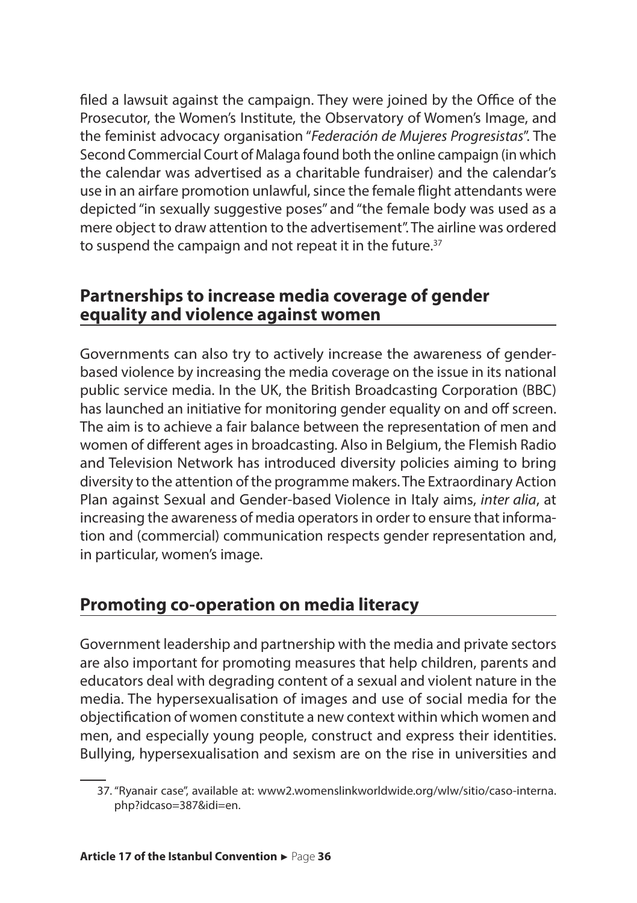filed a lawsuit against the campaign. They were joined by the Office of the Prosecutor, the Women's Institute, the Observatory of Women's Image, and the feminist advocacy organisation "*Federación de Mujeres Progresistas*". The Second Commercial Court of Malaga found both the online campaign (in which the calendar was advertised as a charitable fundraiser) and the calendar's use in an airfare promotion unlawful, since the female flight attendants were depicted "in sexually suggestive poses" and "the female body was used as a mere object to draw attention to the advertisement". The airline was ordered to suspend the campaign and not repeat it in the future.[37]

## Partnerships to increase media coverage of gender equality and violence against women

Governments can also try to actively increase the awareness of gender-based violence by increasing the media coverage on the issue in its national public service media. In the UK, the British Broadcasting Corporation (BBC) has launched an initiative for monitoring gender equality on and off screen. The aim is to achieve a fair balance between the representation of men and women of different ages in broadcasting. Also in Belgium, the Flemish Radio and Television Network has introduced diversity policies aiming to bring diversity to the attention of the programme makers. The Extraordinary Action Plan against Sexual and Gender-based Violence in Italy aims, *inter alia*, at increasing the awareness of media operators in order to ensure that information and (commercial) communication respects gender representation and, in particular, women's image.

## Promoting co-operation on media literacy

Government leadership and partnership with the media and private sectors are also important for promoting measures that help children, parents and educators deal with degrading content of a sexual and violent nature in the media. The hypersexualisation of images and use of social media for the objectification of women constitute a new context within which women and men, and especially young people, construct and express their identities. Bullying, hypersexualisation and sexism are on the rise in universities and

37. "Ryanair case", available at: www2.womenslinkworldwide.org/wlw/sitio/caso-interna.php?idcaso=387&idi=en.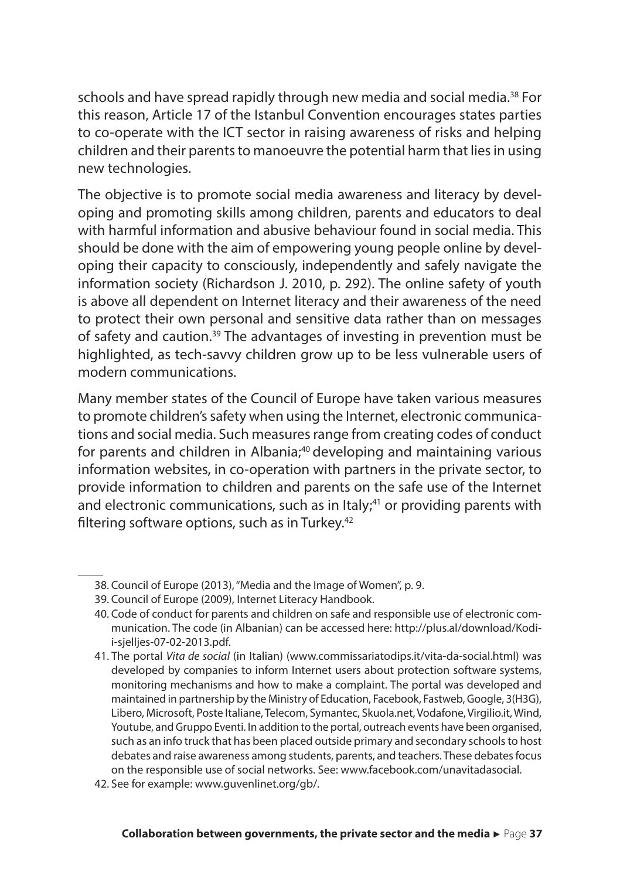schools and have spread rapidly through new media and social media.[38] For this reason, Article 17 of the Istanbul Convention encourages states parties to co-operate with the ICT sector in raising awareness of risks and helping children and their parents to manoeuvre the potential harm that lies in using new technologies.

The objective is to promote social media awareness and literacy by developing and promoting skills among children, parents and educators to deal with harmful information and abusive behaviour found in social media. This should be done with the aim of empowering young people online by developing their capacity to consciously, independently and safely navigate the information society (Richardson J. 2010, p. 292). The online safety of youth is above all dependent on Internet literacy and their awareness of the need to protect their own personal and sensitive data rather than on messages of safety and caution.[39] The advantages of investing in prevention must be highlighted, as tech-savvy children grow up to be less vulnerable users of modern communications.

Many member states of the Council of Europe have taken various measures to promote children's safety when using the Internet, electronic communications and social media. Such measures range from creating codes of conduct for parents and children in Albania;[40] developing and maintaining various information websites, in co-operation with partners in the private sector, to provide information to children and parents on the safe use of the Internet and electronic communications, such as in Italy;[41] or providing parents with filtering software options, such as in Turkey.[42]

---

38. Council of Europe (2013), "Media and the Image of Women", p. 9.
39. Council of Europe (2009), Internet Literacy Handbook.
40. Code of conduct for parents and children on safe and responsible use of electronic communication. The code (in Albanian) can be accessed here: http://plus.al/download/Kodi-i-sjelljes-07-02-2013.pdf.
41. The portal *Vita de social* (in Italian) (www.commissariatodips.it/vita-da-social.html) was developed by companies to inform Internet users about protection software systems, monitoring mechanisms and how to make a complaint. The portal was developed and maintained in partnership by the Ministry of Education, Facebook, Fastweb, Google, 3(H3G), Libero, Microsoft, Poste Italiane, Telecom, Symantec, Skuola.net, Vodafone, Virgilio.it, Wind, Youtube, and Gruppo Eventi. In addition to the portal, outreach events have been organised, such as an info truck that has been placed outside primary and secondary schools to host debates and raise awareness among students, parents, and teachers. These debates focus on the responsible use of social networks. See: www.facebook.com/unavitadasocial.
42. See for example: www.guvenlinet.org/gb/.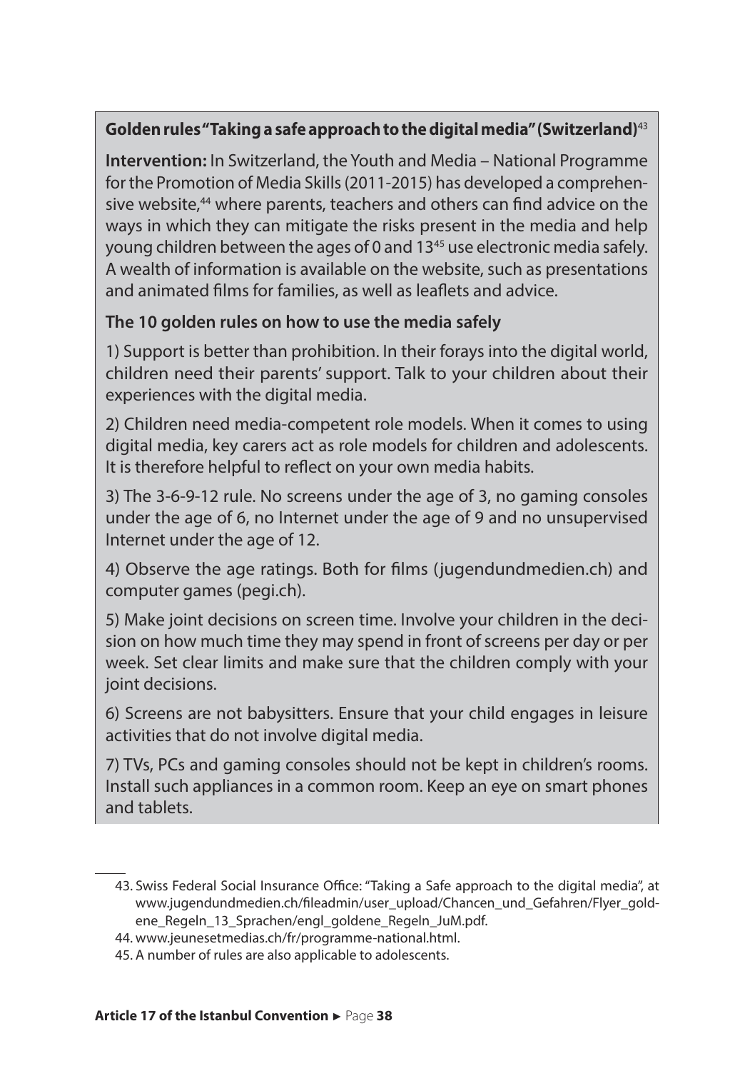**Golden rules "Taking a safe approach to the digital media" (Switzerland)**[43]

**Intervention:** In Switzerland, the Youth and Media – National Programme for the Promotion of Media Skills (2011-2015) has developed a comprehensive website,[44] where parents, teachers and others can find advice on the ways in which they can mitigate the risks present in the media and help young children between the ages of 0 and 13[45] use electronic media safely. A wealth of information is available on the website, such as presentations and animated films for families, as well as leaflets and advice.

**The 10 golden rules on how to use the media safely**

1) Support is better than prohibition. In their forays into the digital world, children need their parents' support. Talk to your children about their experiences with the digital media.

2) Children need media-competent role models. When it comes to using digital media, key carers act as role models for children and adolescents. It is therefore helpful to reflect on your own media habits.

3) The 3-6-9-12 rule. No screens under the age of 3, no gaming consoles under the age of 6, no Internet under the age of 9 and no unsupervised Internet under the age of 12.

4) Observe the age ratings. Both for films (jugendundmedien.ch) and computer games (pegi.ch).

5) Make joint decisions on screen time. Involve your children in the decision on how much time they may spend in front of screens per day or per week. Set clear limits and make sure that the children comply with your joint decisions.

6) Screens are not babysitters. Ensure that your child engages in leisure activities that do not involve digital media.

7) TVs, PCs and gaming consoles should not be kept in children's rooms. Install such appliances in a common room. Keep an eye on smart phones and tablets.

---

43. Swiss Federal Social Insurance Office: "Taking a Safe approach to the digital media", at www.jugendundmedien.ch/fileadmin/user_upload/Chancen_und_Gefahren/Flyer_goldene_Regeln_13_Sprachen/engl_goldene_Regeln_JuM.pdf.
44. www.jeunesetmedias.ch/fr/programme-national.html.
45. A number of rules are also applicable to adolescents.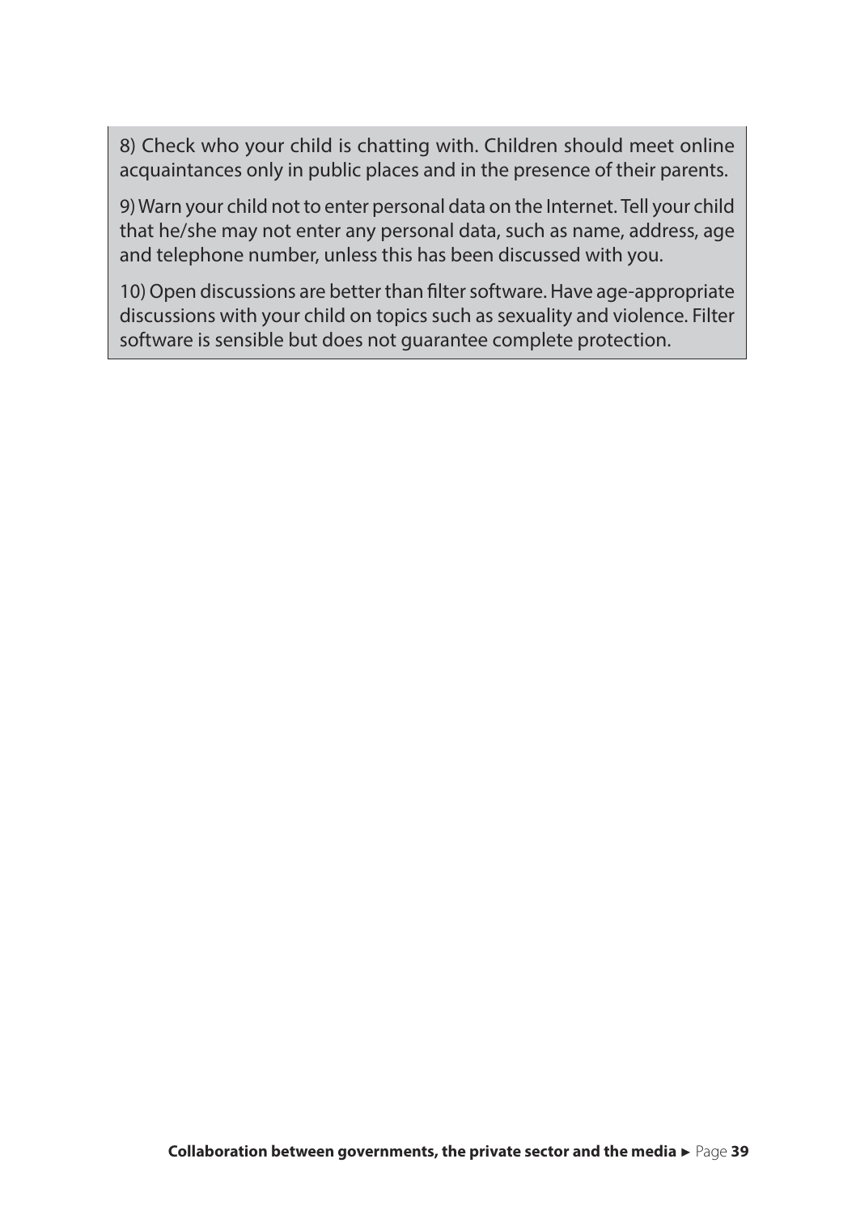8) Check who your child is chatting with. Children should meet online acquaintances only in public places and in the presence of their parents.

9) Warn your child not to enter personal data on the Internet. Tell your child that he/she may not enter any personal data, such as name, address, age and telephone number, unless this has been discussed with you.

10) Open discussions are better than filter software. Have age-appropriate discussions with your child on topics such as sexuality and violence. Filter software is sensible but does not guarantee complete protection.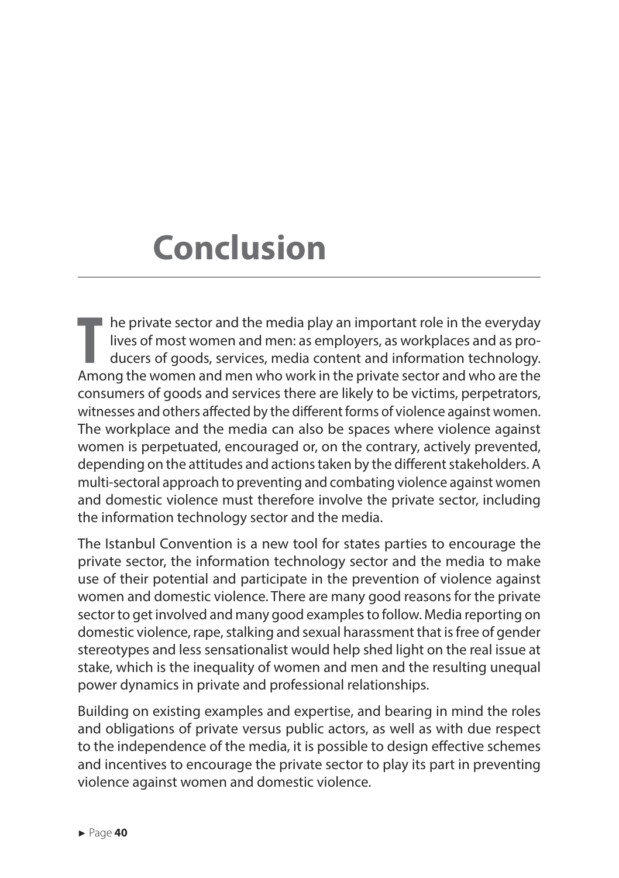# Conclusion

The private sector and the media play an important role in the everyday lives of most women and men: as employers, as workplaces and as producers of goods, services, media content and information technology. Among the women and men who work in the private sector and who are the consumers of goods and services there are likely to be victims, perpetrators, witnesses and others affected by the different forms of violence against women. The workplace and the media can also be spaces where violence against women is perpetuated, encouraged or, on the contrary, actively prevented, depending on the attitudes and actions taken by the different stakeholders. A multi-sectoral approach to preventing and combating violence against women and domestic violence must therefore involve the private sector, including the information technology sector and the media.

The Istanbul Convention is a new tool for states parties to encourage the private sector, the information technology sector and the media to make use of their potential and participate in the prevention of violence against women and domestic violence. There are many good reasons for the private sector to get involved and many good examples to follow. Media reporting on domestic violence, rape, stalking and sexual harassment that is free of gender stereotypes and less sensationalist would help shed light on the real issue at stake, which is the inequality of women and men and the resulting unequal power dynamics in private and professional relationships.

Building on existing examples and expertise, and bearing in mind the roles and obligations of private versus public actors, as well as with due respect to the independence of the media, it is possible to design effective schemes and incentives to encourage the private sector to play its part in preventing violence against women and domestic violence.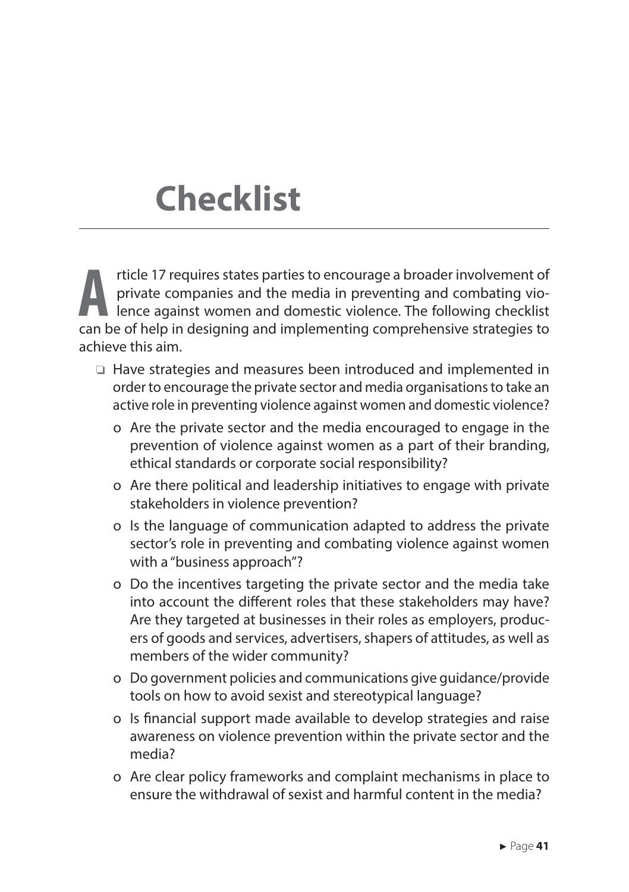# Checklist

Article 17 requires states parties to encourage a broader involvement of private companies and the media in preventing and combating violence against women and domestic violence. The following checklist can be of help in designing and implementing comprehensive strategies to achieve this aim.

- ❑ Have strategies and measures been introduced and implemented in order to encourage the private sector and media organisations to take an active role in preventing violence against women and domestic violence?
  - o Are the private sector and the media encouraged to engage in the prevention of violence against women as a part of their branding, ethical standards or corporate social responsibility?
  - o Are there political and leadership initiatives to engage with private stakeholders in violence prevention?
  - o Is the language of communication adapted to address the private sector's role in preventing and combating violence against women with a "business approach"?
  - o Do the incentives targeting the private sector and the media take into account the different roles that these stakeholders may have? Are they targeted at businesses in their roles as employers, producers of goods and services, advertisers, shapers of attitudes, as well as members of the wider community?
  - o Do government policies and communications give guidance/provide tools on how to avoid sexist and stereotypical language?
  - o Is financial support made available to develop strategies and raise awareness on violence prevention within the private sector and the media?
  - o Are clear policy frameworks and complaint mechanisms in place to ensure the withdrawal of sexist and harmful content in the media?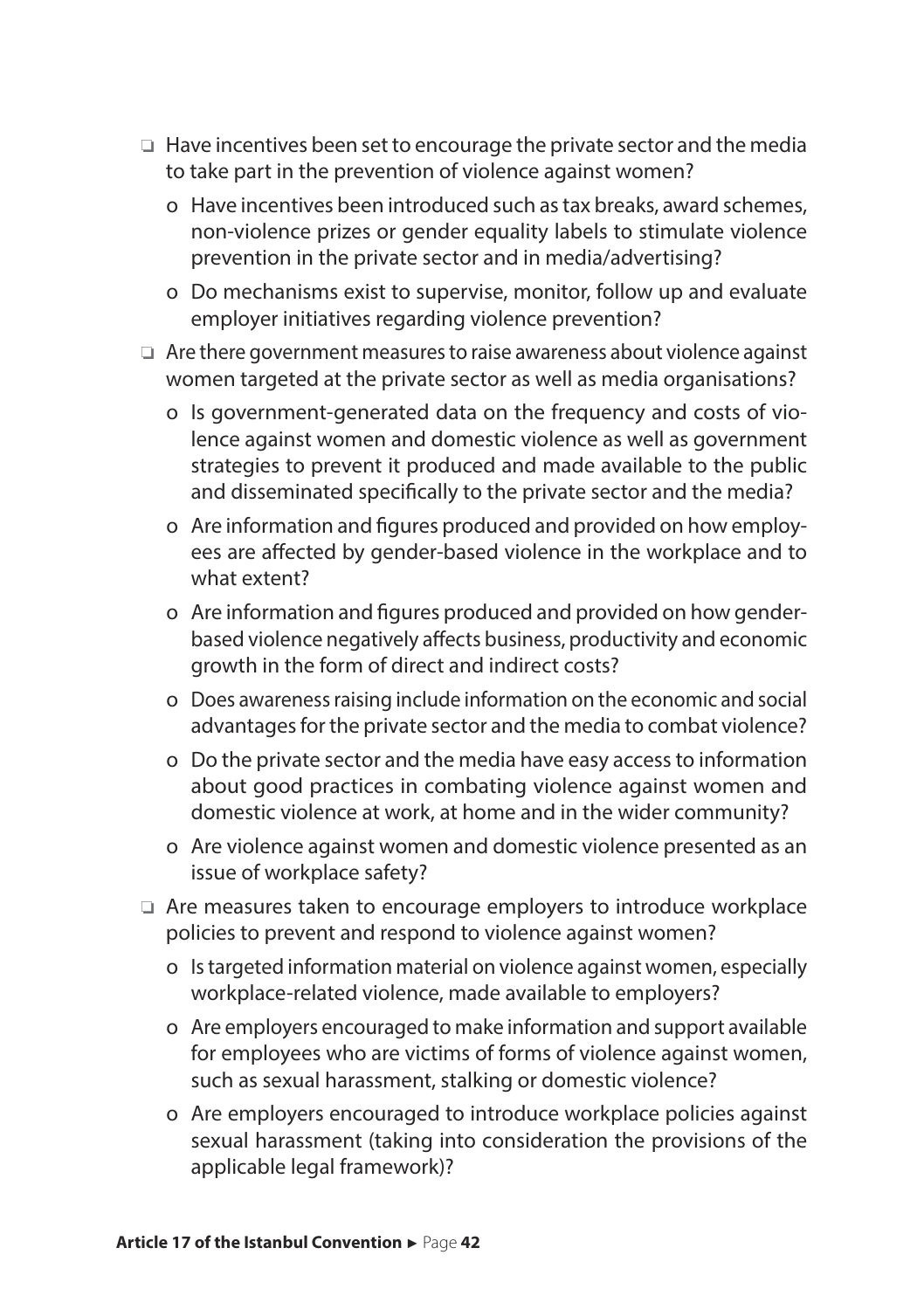- ❑ Have incentives been set to encourage the private sector and the media to take part in the prevention of violence against women?
  - o Have incentives been introduced such as tax breaks, award schemes, non-violence prizes or gender equality labels to stimulate violence prevention in the private sector and in media/advertising?
  - o Do mechanisms exist to supervise, monitor, follow up and evaluate employer initiatives regarding violence prevention?
- ❑ Are there government measures to raise awareness about violence against women targeted at the private sector as well as media organisations?
  - o Is government-generated data on the frequency and costs of violence against women and domestic violence as well as government strategies to prevent it produced and made available to the public and disseminated specifically to the private sector and the media?
  - o Are information and figures produced and provided on how employees are affected by gender-based violence in the workplace and to what extent?
  - o Are information and figures produced and provided on how gender-based violence negatively affects business, productivity and economic growth in the form of direct and indirect costs?
  - o Does awareness raising include information on the economic and social advantages for the private sector and the media to combat violence?
  - o Do the private sector and the media have easy access to information about good practices in combating violence against women and domestic violence at work, at home and in the wider community?
  - o Are violence against women and domestic violence presented as an issue of workplace safety?
- ❑ Are measures taken to encourage employers to introduce workplace policies to prevent and respond to violence against women?
  - o Is targeted information material on violence against women, especially workplace-related violence, made available to employers?
  - o Are employers encouraged to make information and support available for employees who are victims of forms of violence against women, such as sexual harassment, stalking or domestic violence?
  - o Are employers encouraged to introduce workplace policies against sexual harassment (taking into consideration the provisions of the applicable legal framework)?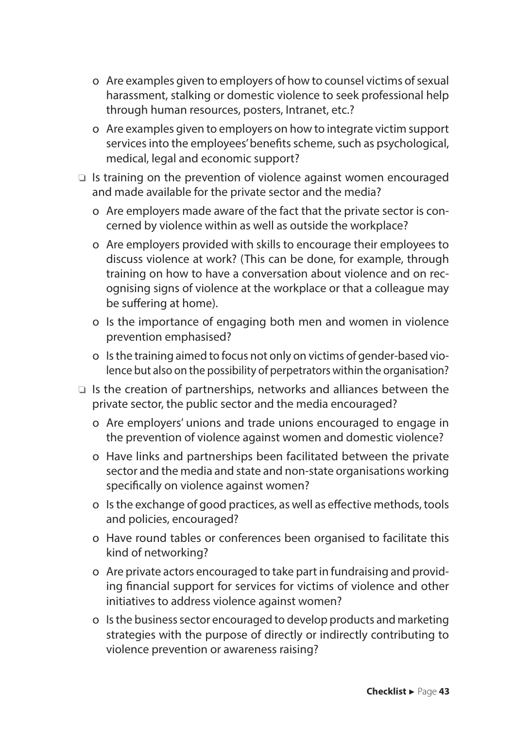- Are examples given to employers of how to counsel victims of sexual harassment, stalking or domestic violence to seek professional help through human resources, posters, Intranet, etc.?
  - Are examples given to employers on how to integrate victim support services into the employees' benefits scheme, such as psychological, medical, legal and economic support?

- ❑ Is training on the prevention of violence against women encouraged and made available for the private sector and the media?
  - Are employers made aware of the fact that the private sector is concerned by violence within as well as outside the workplace?
  - Are employers provided with skills to encourage their employees to discuss violence at work? (This can be done, for example, through training on how to have a conversation about violence and on recognising signs of violence at the workplace or that a colleague may be suffering at home).
  - Is the importance of engaging both men and women in violence prevention emphasised?
  - Is the training aimed to focus not only on victims of gender-based violence but also on the possibility of perpetrators within the organisation?

- ❑ Is the creation of partnerships, networks and alliances between the private sector, the public sector and the media encouraged?
  - Are employers' unions and trade unions encouraged to engage in the prevention of violence against women and domestic violence?
  - Have links and partnerships been facilitated between the private sector and the media and state and non-state organisations working specifically on violence against women?
  - Is the exchange of good practices, as well as effective methods, tools and policies, encouraged?
  - Have round tables or conferences been organised to facilitate this kind of networking?
  - Are private actors encouraged to take part in fundraising and providing financial support for services for victims of violence and other initiatives to address violence against women?
  - Is the business sector encouraged to develop products and marketing strategies with the purpose of directly or indirectly contributing to violence prevention or awareness raising?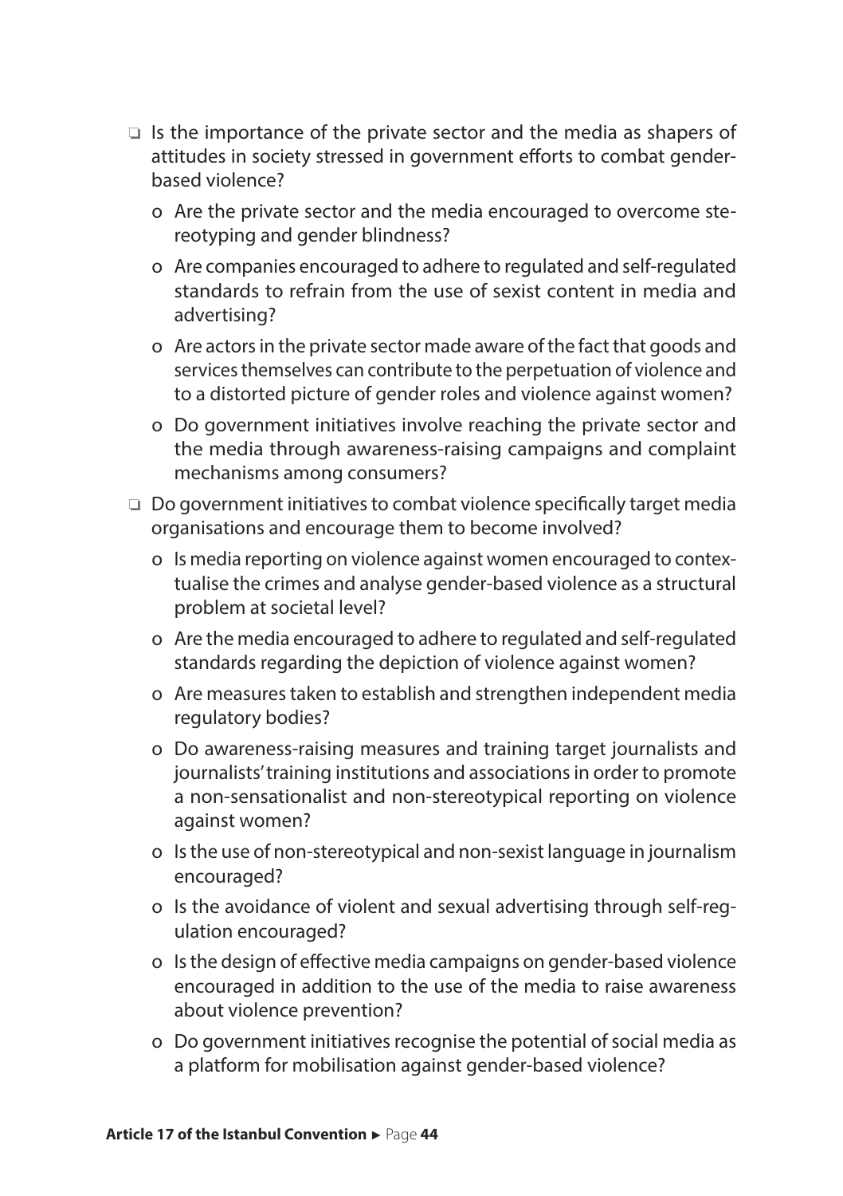- ❑ Is the importance of the private sector and the media as shapers of attitudes in society stressed in government efforts to combat gender-based violence?
  - o Are the private sector and the media encouraged to overcome stereotyping and gender blindness?
  - o Are companies encouraged to adhere to regulated and self-regulated standards to refrain from the use of sexist content in media and advertising?
  - o Are actors in the private sector made aware of the fact that goods and services themselves can contribute to the perpetuation of violence and to a distorted picture of gender roles and violence against women?
  - o Do government initiatives involve reaching the private sector and the media through awareness-raising campaigns and complaint mechanisms among consumers?
- ❑ Do government initiatives to combat violence specifically target media organisations and encourage them to become involved?
  - o Is media reporting on violence against women encouraged to contextualise the crimes and analyse gender-based violence as a structural problem at societal level?
  - o Are the media encouraged to adhere to regulated and self-regulated standards regarding the depiction of violence against women?
  - o Are measures taken to establish and strengthen independent media regulatory bodies?
  - o Do awareness-raising measures and training target journalists and journalists' training institutions and associations in order to promote a non-sensationalist and non-stereotypical reporting on violence against women?
  - o Is the use of non-stereotypical and non-sexist language in journalism encouraged?
  - o Is the avoidance of violent and sexual advertising through self-regulation encouraged?
  - o Is the design of effective media campaigns on gender-based violence encouraged in addition to the use of the media to raise awareness about violence prevention?
  - o Do government initiatives recognise the potential of social media as a platform for mobilisation against gender-based violence?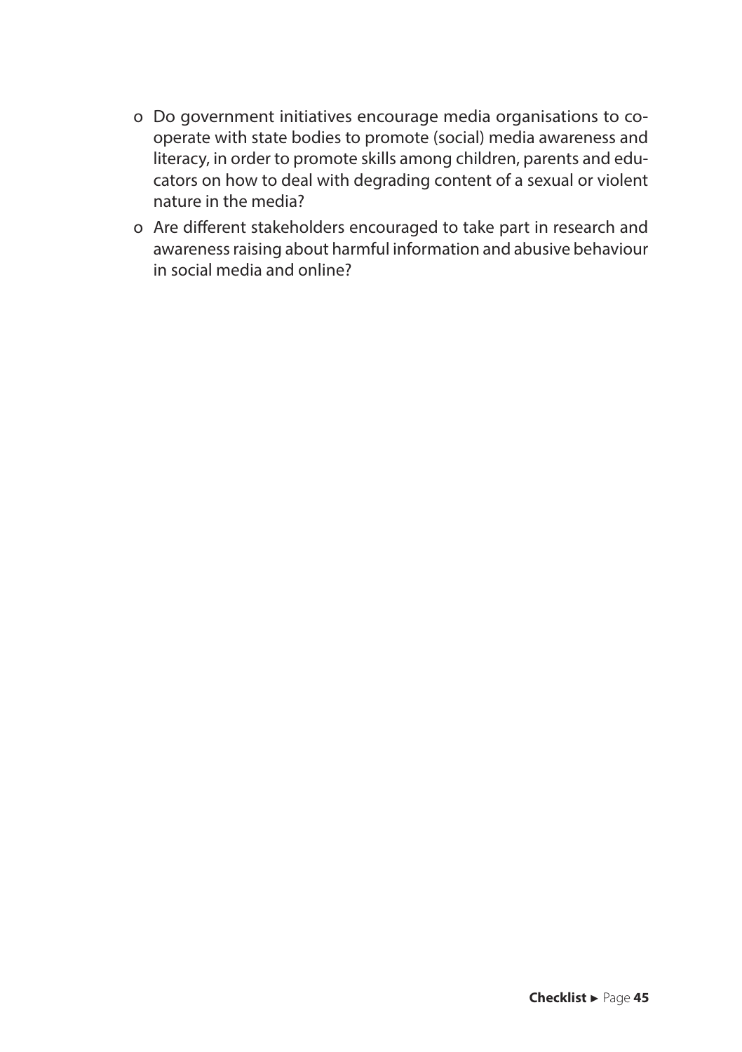- Do government initiatives encourage media organisations to co-operate with state bodies to promote (social) media awareness and literacy, in order to promote skills among children, parents and educators on how to deal with degrading content of a sexual or violent nature in the media?
- Are different stakeholders encouraged to take part in research and awareness raising about harmful information and abusive behaviour in social media and online?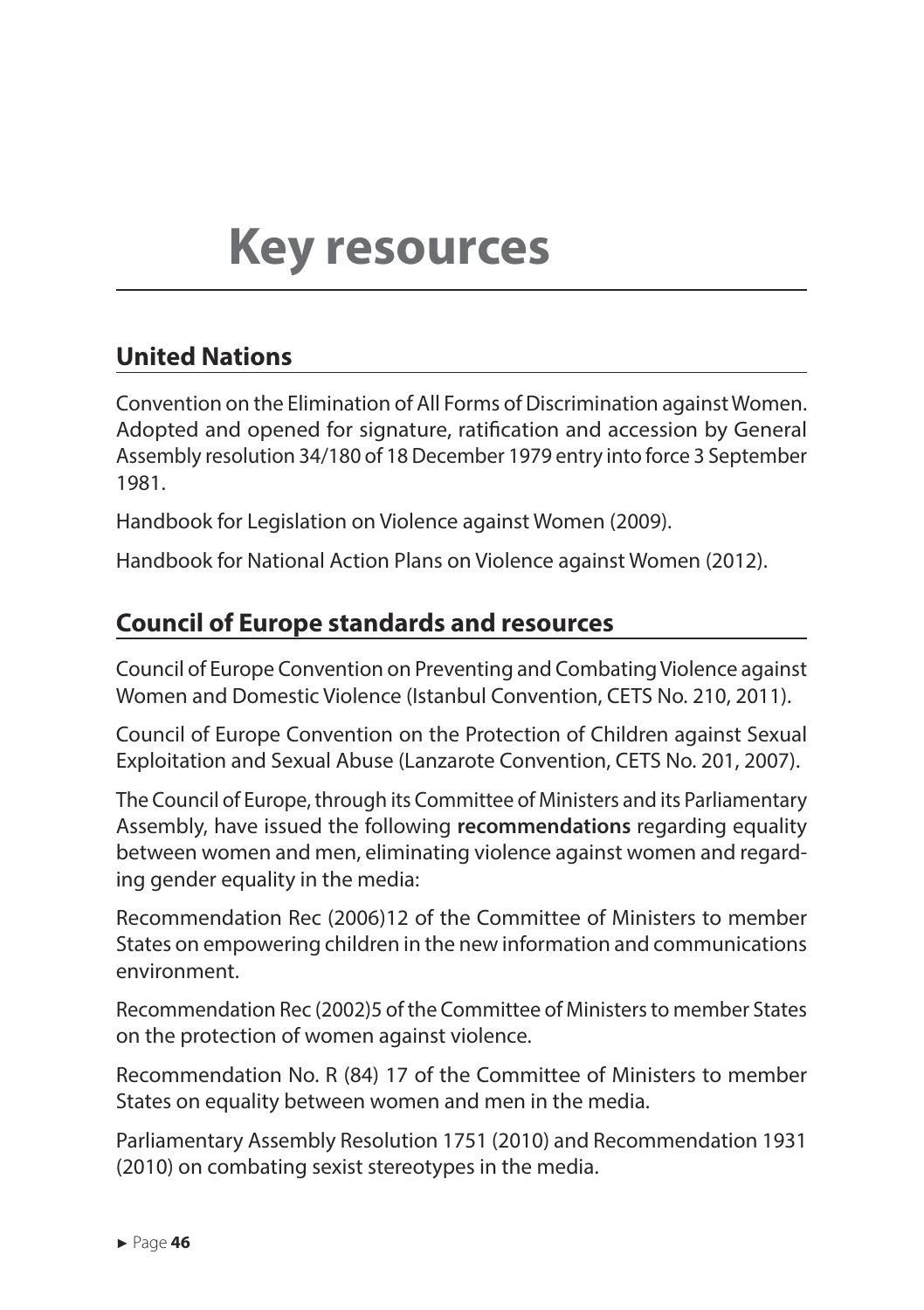# Key resources

## United Nations

Convention on the Elimination of All Forms of Discrimination against Women. Adopted and opened for signature, ratification and accession by General Assembly resolution 34/180 of 18 December 1979 entry into force 3 September 1981.

Handbook for Legislation on Violence against Women (2009).

Handbook for National Action Plans on Violence against Women (2012).

## Council of Europe standards and resources

Council of Europe Convention on Preventing and Combating Violence against Women and Domestic Violence (Istanbul Convention, CETS No. 210, 2011).

Council of Europe Convention on the Protection of Children against Sexual Exploitation and Sexual Abuse (Lanzarote Convention, CETS No. 201, 2007).

The Council of Europe, through its Committee of Ministers and its Parliamentary Assembly, have issued the following **recommendations** regarding equality between women and men, eliminating violence against women and regarding gender equality in the media:

Recommendation Rec (2006)12 of the Committee of Ministers to member States on empowering children in the new information and communications environment.

Recommendation Rec (2002)5 of the Committee of Ministers to member States on the protection of women against violence.

Recommendation No. R (84) 17 of the Committee of Ministers to member States on equality between women and men in the media.

Parliamentary Assembly Resolution 1751 (2010) and Recommendation 1931 (2010) on combating sexist stereotypes in the media.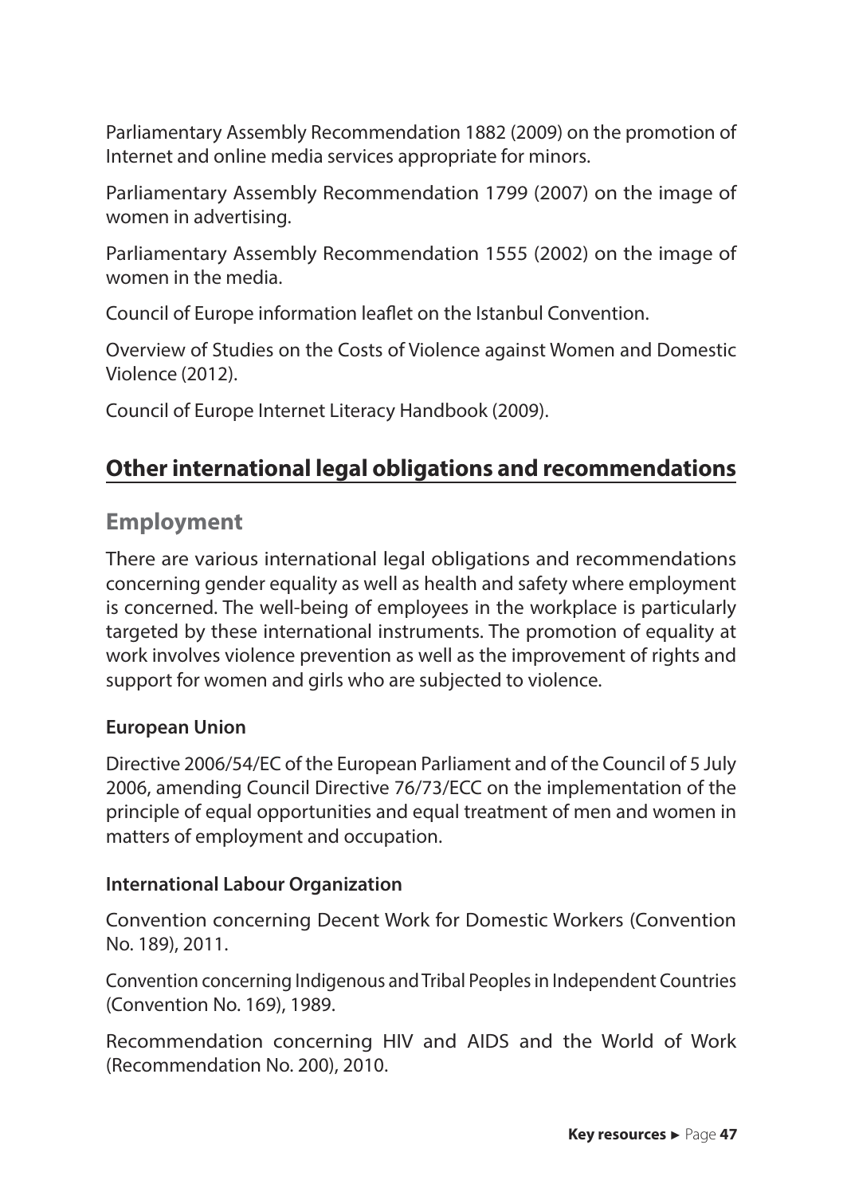Parliamentary Assembly Recommendation 1882 (2009) on the promotion of Internet and online media services appropriate for minors.

Parliamentary Assembly Recommendation 1799 (2007) on the image of women in advertising.

Parliamentary Assembly Recommendation 1555 (2002) on the image of women in the media.

Council of Europe information leaflet on the Istanbul Convention.

Overview of Studies on the Costs of Violence against Women and Domestic Violence (2012).

Council of Europe Internet Literacy Handbook (2009).

## Other international legal obligations and recommendations

### Employment

There are various international legal obligations and recommendations concerning gender equality as well as health and safety where employment is concerned. The well-being of employees in the workplace is particularly targeted by these international instruments. The promotion of equality at work involves violence prevention as well as the improvement of rights and support for women and girls who are subjected to violence.

#### European Union

Directive 2006/54/EC of the European Parliament and of the Council of 5 July 2006, amending Council Directive 76/73/ECC on the implementation of the principle of equal opportunities and equal treatment of men and women in matters of employment and occupation.

#### International Labour Organization

Convention concerning Decent Work for Domestic Workers (Convention No. 189), 2011.

Convention concerning Indigenous and Tribal Peoples in Independent Countries (Convention No. 169), 1989.

Recommendation concerning HIV and AIDS and the World of Work (Recommendation No. 200), 2010.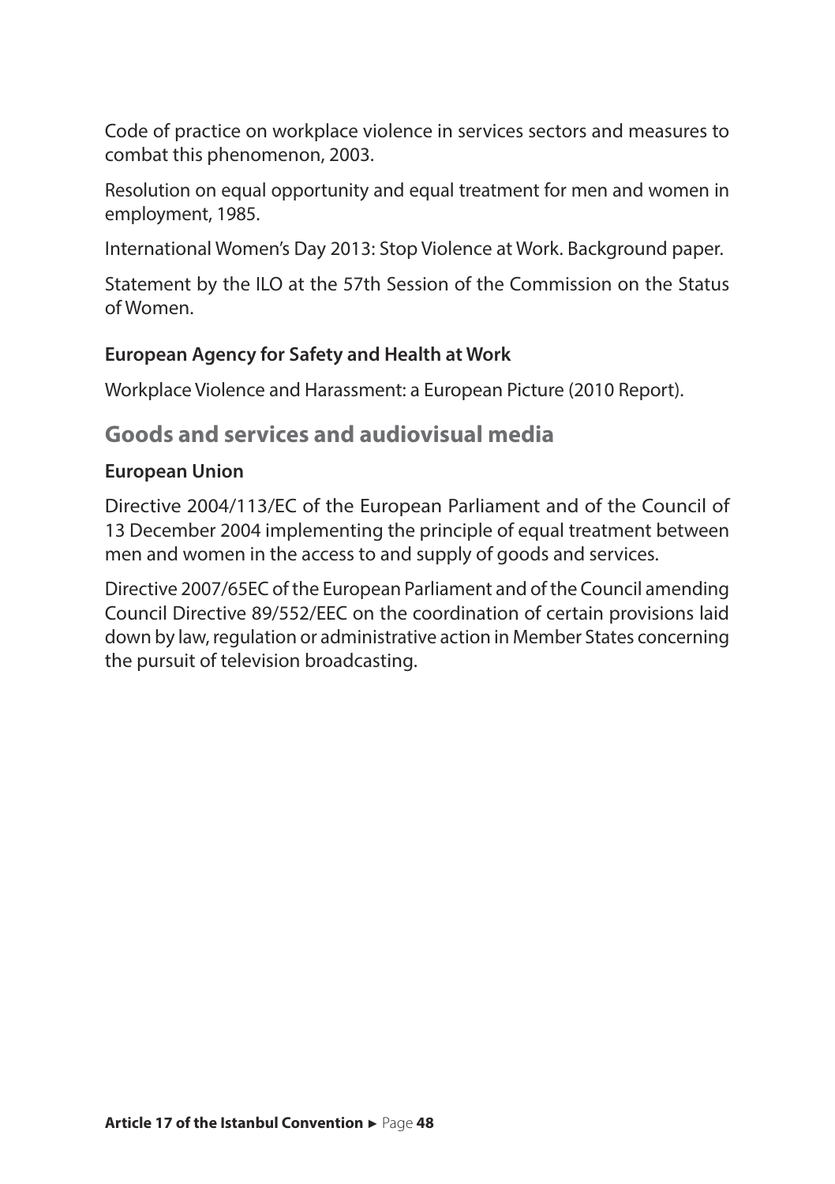Code of practice on workplace violence in services sectors and measures to combat this phenomenon, 2003.

Resolution on equal opportunity and equal treatment for men and women in employment, 1985.

International Women's Day 2013: Stop Violence at Work. Background paper.

Statement by the ILO at the 57th Session of the Commission on the Status of Women.

**European Agency for Safety and Health at Work**

Workplace Violence and Harassment: a European Picture (2010 Report).

## Goods and services and audiovisual media

**European Union**

Directive 2004/113/EC of the European Parliament and of the Council of 13 December 2004 implementing the principle of equal treatment between men and women in the access to and supply of goods and services.

Directive 2007/65EC of the European Parliament and of the Council amending Council Directive 89/552/EEC on the coordination of certain provisions laid down by law, regulation or administrative action in Member States concerning the pursuit of television broadcasting.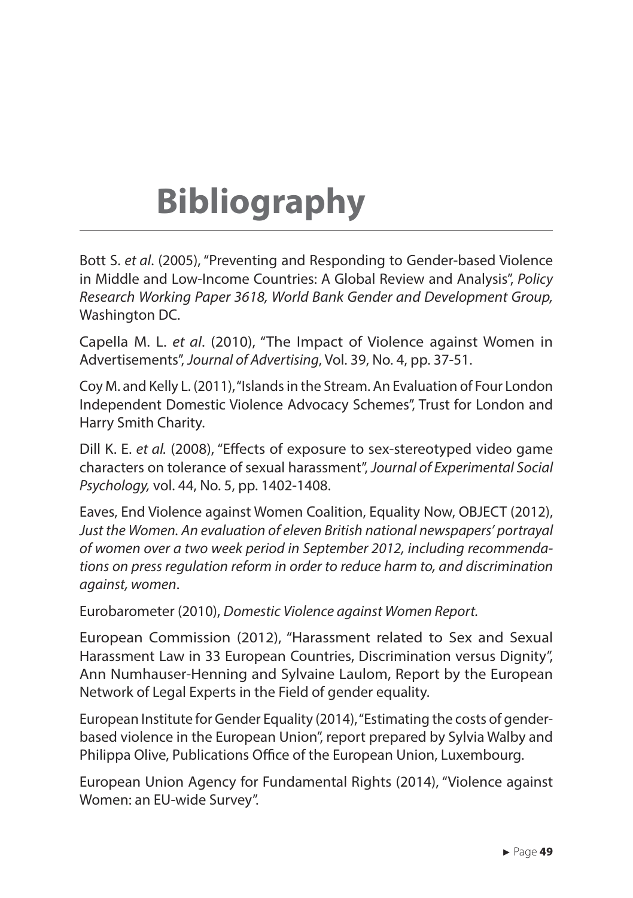# Bibliography

Bott S. *et al*. (2005), "Preventing and Responding to Gender-based Violence in Middle and Low-Income Countries: A Global Review and Analysis", *Policy Research Working Paper 3618, World Bank Gender and Development Group,* Washington DC.

Capella M. L. *et al*. (2010), "The Impact of Violence against Women in Advertisements", *Journal of Advertising*, Vol. 39, No. 4, pp. 37-51.

Coy M. and Kelly L. (2011), "Islands in the Stream. An Evaluation of Four London Independent Domestic Violence Advocacy Schemes", Trust for London and Harry Smith Charity.

Dill K. E. *et al.* (2008), "Effects of exposure to sex-stereotyped video game characters on tolerance of sexual harassment", *Journal of Experimental Social Psychology,* vol. 44, No. 5, pp. 1402-1408.

Eaves, End Violence against Women Coalition, Equality Now, OBJECT (2012), *Just the Women. An evaluation of eleven British national newspapers' portrayal of women over a two week period in September 2012, including recommendations on press regulation reform in order to reduce harm to, and discrimination against, women*.

Eurobarometer (2010), *Domestic Violence against Women Report.*

European Commission (2012), "Harassment related to Sex and Sexual Harassment Law in 33 European Countries, Discrimination versus Dignity", Ann Numhauser-Henning and Sylvaine Laulom, Report by the European Network of Legal Experts in the Field of gender equality.

European Institute for Gender Equality (2014), "Estimating the costs of gender-based violence in the European Union", report prepared by Sylvia Walby and Philippa Olive, Publications Office of the European Union, Luxembourg.

European Union Agency for Fundamental Rights (2014), "Violence against Women: an EU-wide Survey".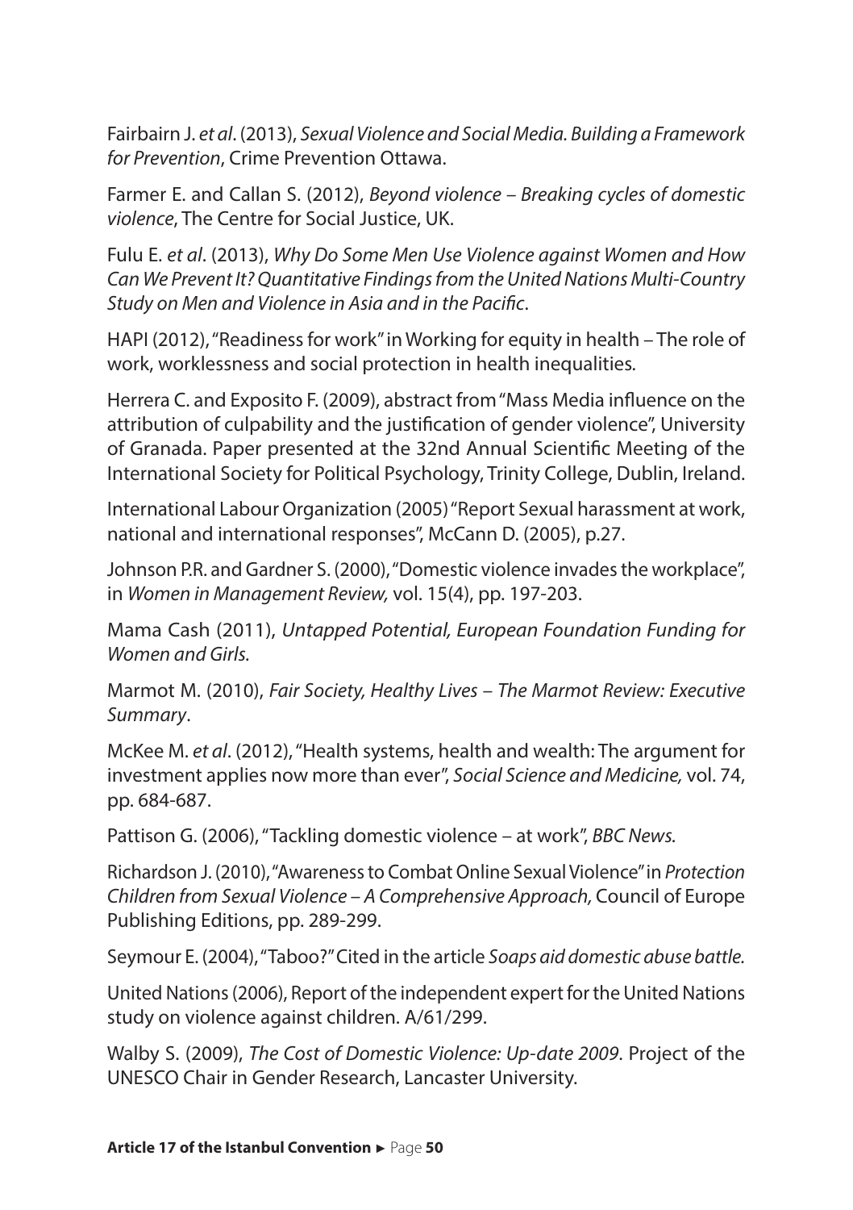Fairbairn J. *et al*. (2013), *Sexual Violence and Social Media. Building a Framework for Prevention*, Crime Prevention Ottawa.

Farmer E. and Callan S. (2012), *Beyond violence – Breaking cycles of domestic violence*, The Centre for Social Justice, UK.

Fulu E. *et al*. (2013), *Why Do Some Men Use Violence against Women and How Can We Prevent It? Quantitative Findings from the United Nations Multi-Country Study on Men and Violence in Asia and in the Pacific*.

HAPI (2012), "Readiness for work" in Working for equity in health – The role of work, worklessness and social protection in health inequalities.

Herrera C. and Exposito F. (2009), abstract from "Mass Media influence on the attribution of culpability and the justification of gender violence", University of Granada. Paper presented at the 32nd Annual Scientific Meeting of the International Society for Political Psychology, Trinity College, Dublin, Ireland.

International Labour Organization (2005) "Report Sexual harassment at work, national and international responses", McCann D. (2005), p.27.

Johnson P.R. and Gardner S. (2000), "Domestic violence invades the workplace", in *Women in Management Review,* vol. 15(4), pp. 197-203.

Mama Cash (2011), *Untapped Potential, European Foundation Funding for Women and Girls.*

Marmot M. (2010), *Fair Society, Healthy Lives – The Marmot Review: Executive Summary*.

McKee M. *et al*. (2012), "Health systems, health and wealth: The argument for investment applies now more than ever", *Social Science and Medicine,* vol. 74, pp. 684-687.

Pattison G. (2006), "Tackling domestic violence – at work", *BBC News.*

Richardson J. (2010), "Awareness to Combat Online Sexual Violence" in *Protection Children from Sexual Violence – A Comprehensive Approach,* Council of Europe Publishing Editions, pp. 289-299.

Seymour E. (2004), "Taboo?" Cited in the article *Soaps aid domestic abuse battle.*

United Nations (2006), Report of the independent expert for the United Nations study on violence against children. A/61/299.

Walby S. (2009), *The Cost of Domestic Violence: Up-date 2009*. Project of the UNESCO Chair in Gender Research, Lancaster University.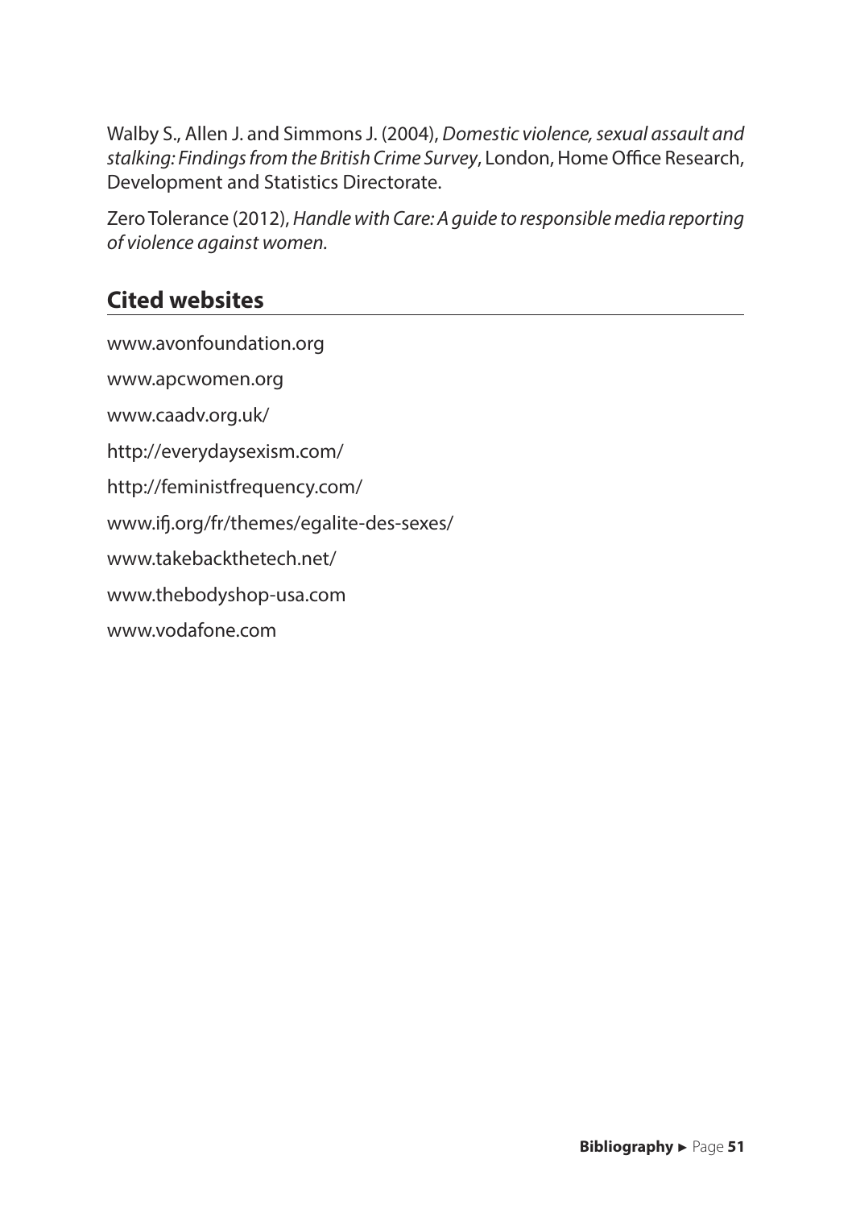Walby S., Allen J. and Simmons J. (2004), *Domestic violence, sexual assault and stalking: Findings from the British Crime Survey*, London, Home Office Research, Development and Statistics Directorate.

Zero Tolerance (2012), *Handle with Care: A guide to responsible media reporting of violence against women.*

## Cited websites

www.avonfoundation.org

www.apcwomen.org

www.caadv.org.uk/

http://everydaysexism.com/

http://feministfrequency.com/

www.ifj.org/fr/themes/egalite-des-sexes/

www.takebackthetech.net/

www.thebodyshop-usa.com

www.vodafone.com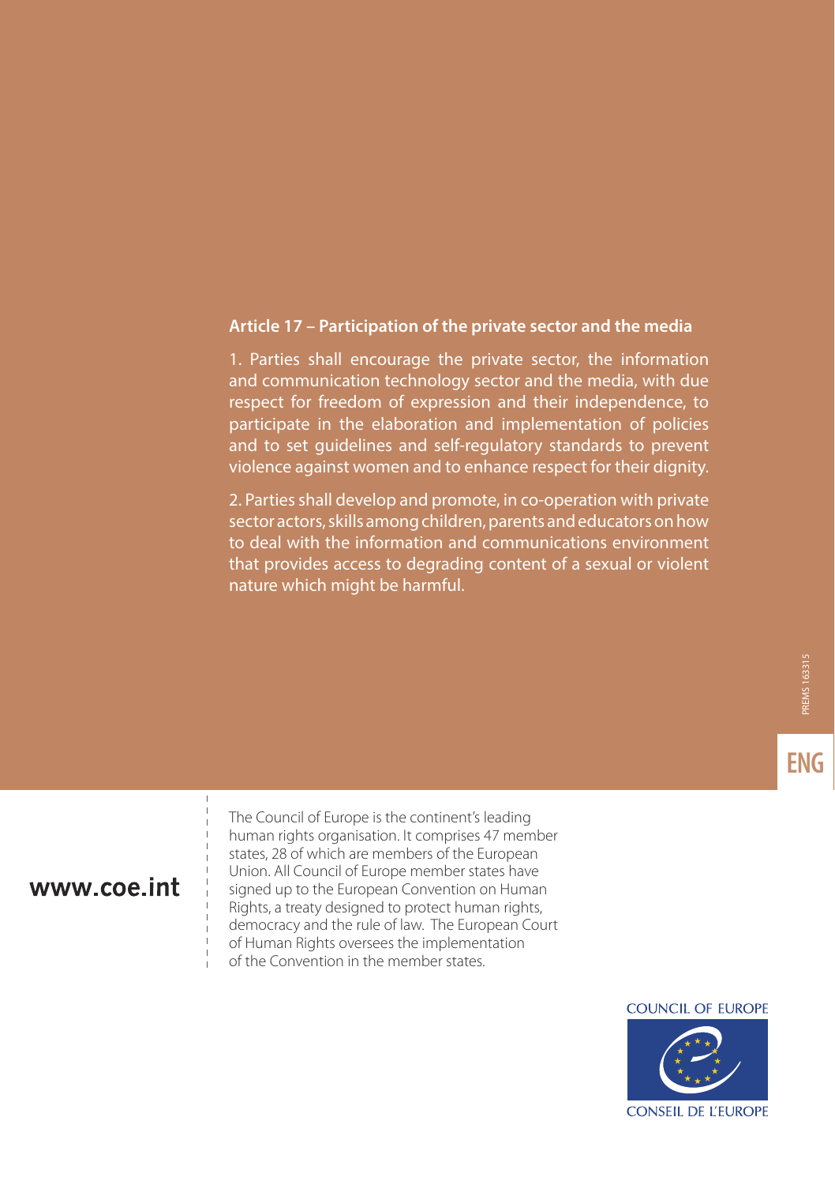### Article 17 – Participation of the private sector and the media

1. Parties shall encourage the private sector, the information and communication technology sector and the media, with due respect for freedom of expression and their independence, to participate in the elaboration and implementation of policies and to set guidelines and self-regulatory standards to prevent violence against women and to enhance respect for their dignity.

2. Parties shall develop and promote, in co-operation with private sector actors, skills among children, parents and educators on how to deal with the information and communications environment that provides access to degrading content of a sexual or violent nature which might be harmful.

PREMS 163315

ENG

www.coe.int

The Council of Europe is the continent's leading human rights organisation. It comprises 47 member states, 28 of which are members of the European Union. All Council of Europe member states have signed up to the European Convention on Human Rights, a treaty designed to protect human rights, democracy and the rule of law. The European Court of Human Rights oversees the implementation of the Convention in the member states.

COUNCIL OF EUROPE

CONSEIL DE L'EUROPE